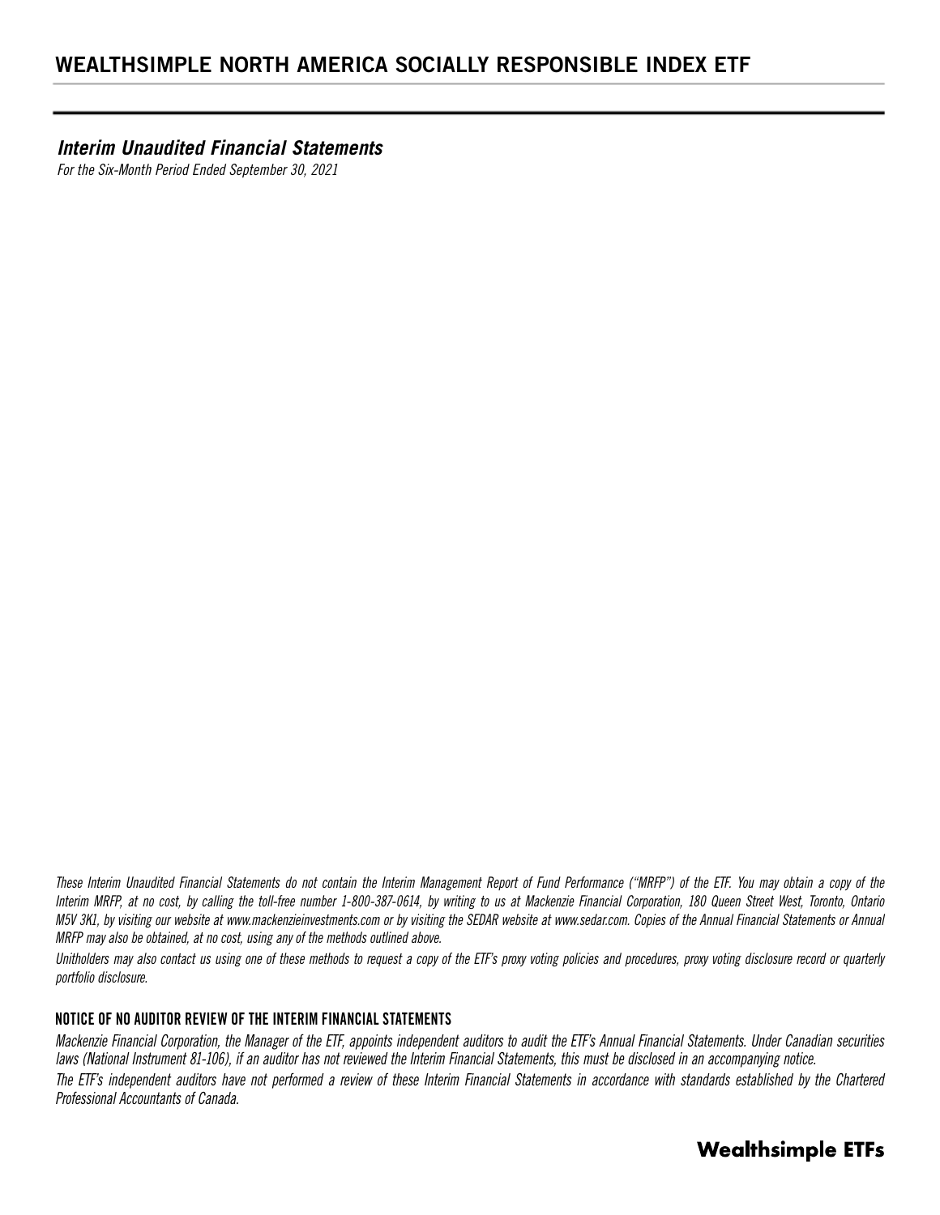# WEALTHSIMPLE NORTH AMERICA SOCIALLY RESPONSIBLE INDEX ETF

## *Interim Unaudited Financial Statements*

*For the Six-Month Period Ended September 30, 2021*

*These Interim Unaudited Financial Statements do not contain the Interim Management Report of Fund Performance ("MRFP") of the ETF. You may obtain a copy of the Interim MRFP, at no cost, by calling the toll-free number 1-800-387-0614, by writing to us at Mackenzie Financial Corporation, 180 Queen Street West, Toronto, Ontario M5V 3K1, by visiting our website at www.mackenzieinvestments.com or by visiting the SEDAR website at www.sedar.com. Copies of the Annual Financial Statements or Annual MRFP may also be obtained, at no cost, using any of the methods outlined above.*

*Unitholders may also contact us using one of these methods to request a copy of the ETF's proxy voting policies and procedures, proxy voting disclosure record or quarterly portfolio disclosure.*

### NOTICE OF NO AUDITOR REVIEW OF THE INTERIM FINANCIAL STATEMENTS

*Mackenzie Financial Corporation, the Manager of the ETF, appoints independent auditors to audit the ETF's Annual Financial Statements. Under Canadian securities laws (National Instrument 81-106), if an auditor has not reviewed the Interim Financial Statements, this must be disclosed in an accompanying notice.*

*The ETF's independent auditors have not performed a review of these Interim Financial Statements in accordance with standards established by the Chartered Professional Accountants of Canada.*

**Wealthsimple ETFs**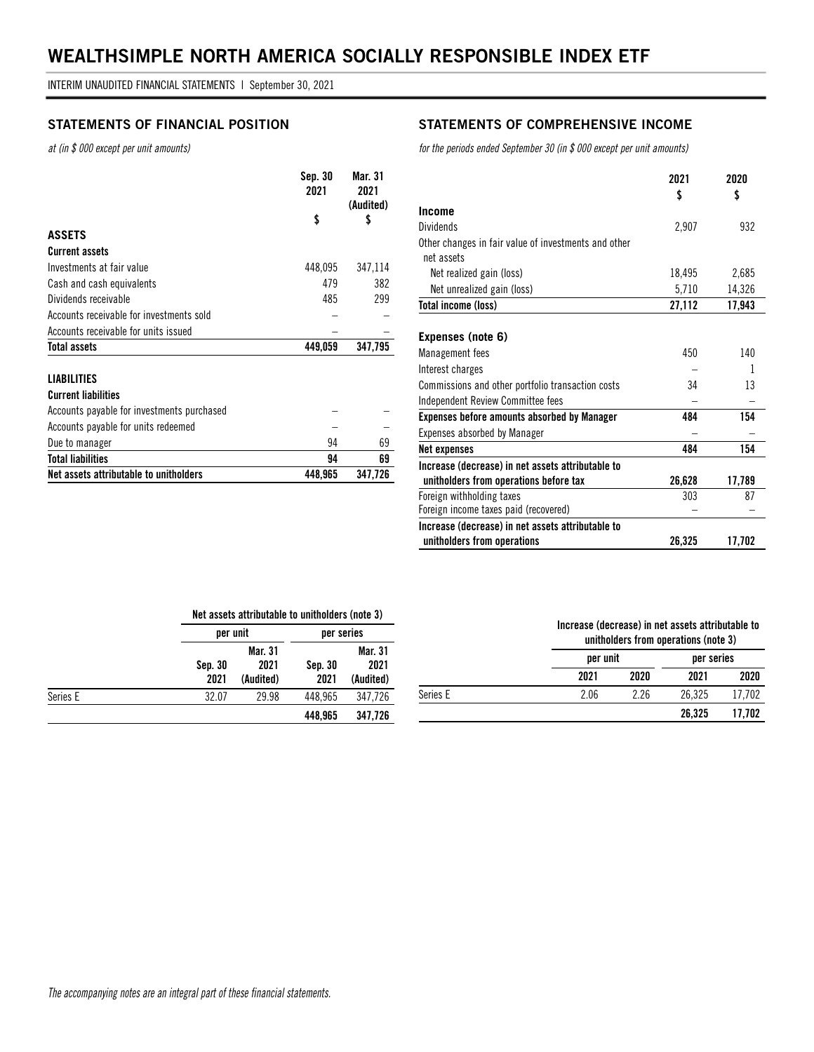# WEALTHSIMPLE NORTH AMERICA SOCIALLY RESPONSIBLE INDEX ETF

INTERIM UNAUDITED FINANCIAL STATEMENTS | September 30, 2021

## STATEMENTS OF FINANCIAL POSITION

*at (in $ 000 except per unit amounts)*

| | Sep. 30 2021 $ | Mar. 31 2021 (Audited) $ |
|---|---|---|
| **ASSETS** | | |
| **Current assets** | | |
| Investments at fair value | 448,095 | 347,114 |
| Cash and cash equivalents | 479 | 382 |
| Dividends receivable | 485 | 299 |
| Accounts receivable for investments sold | – | – |
| Accounts receivable for units issued | – | – |
| **Total assets** | **449,059** | **347,795** |
| **LIABILITIES** | | |
| **Current liabilities** | | |
| Accounts payable for investments purchased | – | – |
| Accounts payable for units redeemed | – | – |
| Due to manager | 94 | 69 |
| **Total liabilities** | **94** | **69** |
| **Net assets attributable to unitholders** | **448,965** | **347,726** |

| | Net assets attributable to unitholders (note 3) | | | |
|---|---|---|---|---|
| | per unit | | per series | |
| | Sep. 30 2021 | Mar. 31 2021 (Audited) | Sep. 30 2021 | Mar. 31 2021 (Audited) |
| Series E | 32.07 | 29.98 | 448,965 | 347,726 |
| | | | **448,965** | **347,726** |

## STATEMENTS OF COMPREHENSIVE INCOME

*for the periods ended September 30 (in $ 000 except per unit amounts)*

| | 2021 $ | 2020 $ |
|---|---|---|
| **Income** | | |
| Dividends | 2,907 | 932 |
| Other changes in fair value of investments and other net assets | | |
| Net realized gain (loss) | 18,495 | 2,685 |
| Net unrealized gain (loss) | 5,710 | 14,326 |
| **Total income (loss)** | **27,112** | **17,943** |
| **Expenses (note 6)** | | |
| Management fees | 450 | 140 |
| Interest charges | – | 1 |
| Commissions and other portfolio transaction costs | 34 | 13 |
| Independent Review Committee fees | – | – |
| **Expenses before amounts absorbed by Manager** | **484** | **154** |
| Expenses absorbed by Manager | – | – |
| **Net expenses** | **484** | **154** |
| **Increase (decrease) in net assets attributable to unitholders from operations before tax** | **26,628** | **17,789** |
| Foreign withholding taxes | 303 | 87 |
| Foreign income taxes paid (recovered) | – | – |
| **Increase (decrease) in net assets attributable to unitholders from operations** | **26,325** | **17,702** |

| | Increase (decrease) in net assets attributable to unitholders from operations (note 3) | | | |
|---|---|---|---|---|
| | per unit | | per series | |
| | 2021 | 2020 | 2021 | 2020 |
| Series E | 2.06 | 2.26 | 26,325 | 17,702 |
| | | | **26,325** | **17,702** |

*The accompanying notes are an integral part of these financial statements.*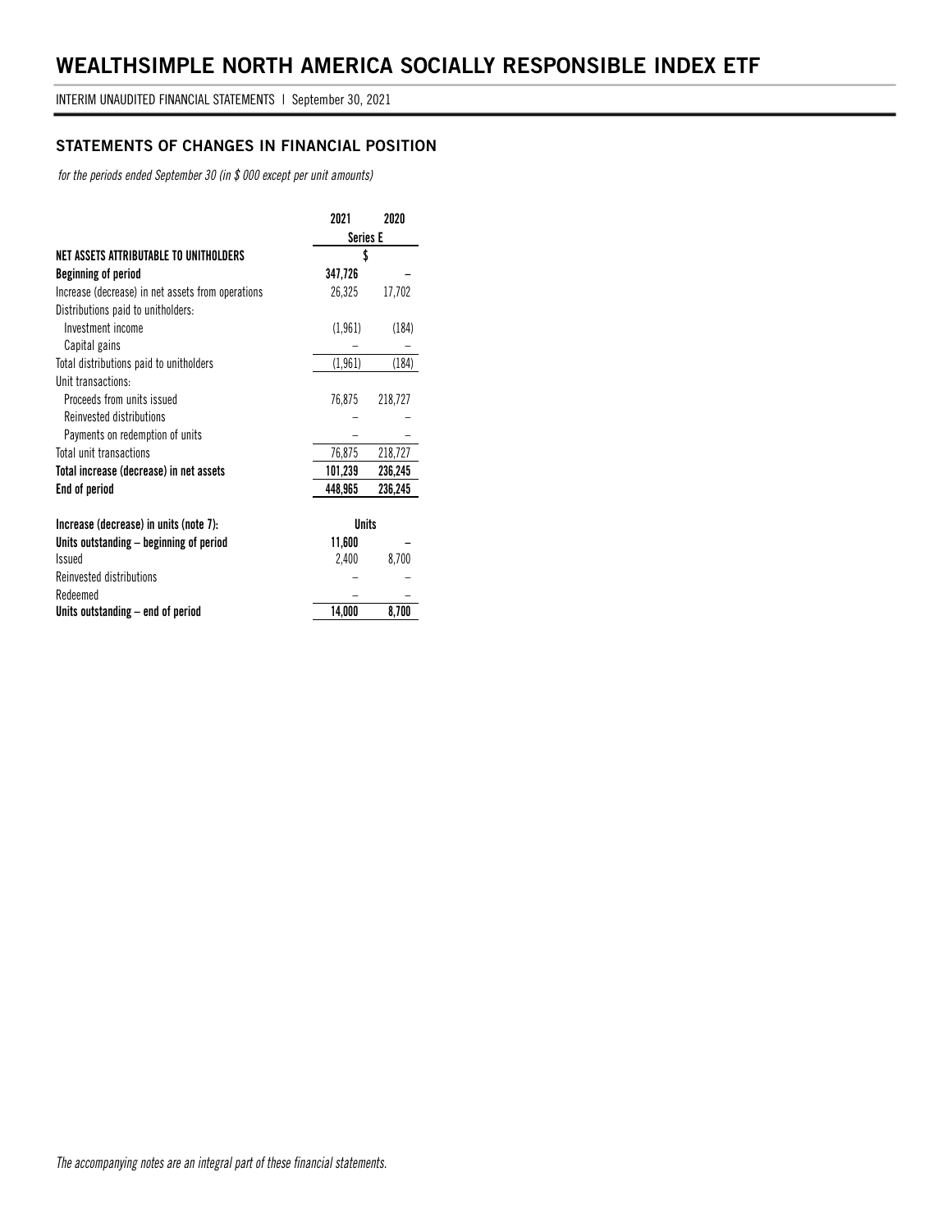# WEALTHSIMPLE NORTH AMERICA SOCIALLY RESPONSIBLE INDEX ETF

INTERIM UNAUDITED FINANCIAL STATEMENTS | September 30, 2021

## STATEMENTS OF CHANGES IN FINANCIAL POSITION

*for the periods ended September 30 (in $ 000 except per unit amounts)*

| | 2021 | 2020 |
|---|---|---|
| | **Series E** | |
| **NET ASSETS ATTRIBUTABLE TO UNITHOLDERS** | **$** | |
| **Beginning of period** | **347,726** | – |
| Increase (decrease) in net assets from operations | 26,325 | 17,702 |
| Distributions paid to unitholders: | | |
| Investment income | (1,961) | (184) |
| Capital gains | – | – |
| Total distributions paid to unitholders | (1,961) | (184) |
| Unit transactions: | | |
| Proceeds from units issued | 76,875 | 218,727 |
| Reinvested distributions | – | – |
| Payments on redemption of units | – | – |
| Total unit transactions | 76,875 | 218,727 |
| **Total increase (decrease) in net assets** | **101,239** | **236,245** |
| **End of period** | **448,965** | **236,245** |
| | | |
| **Increase (decrease) in units (note 7):** | **Units** | |
| **Units outstanding – beginning of period** | **11,600** | – |
| Issued | 2,400 | 8,700 |
| Reinvested distributions | – | – |
| Redeemed | – | – |
| **Units outstanding – end of period** | **14,000** | **8,700** |

*The accompanying notes are an integral part of these financial statements.*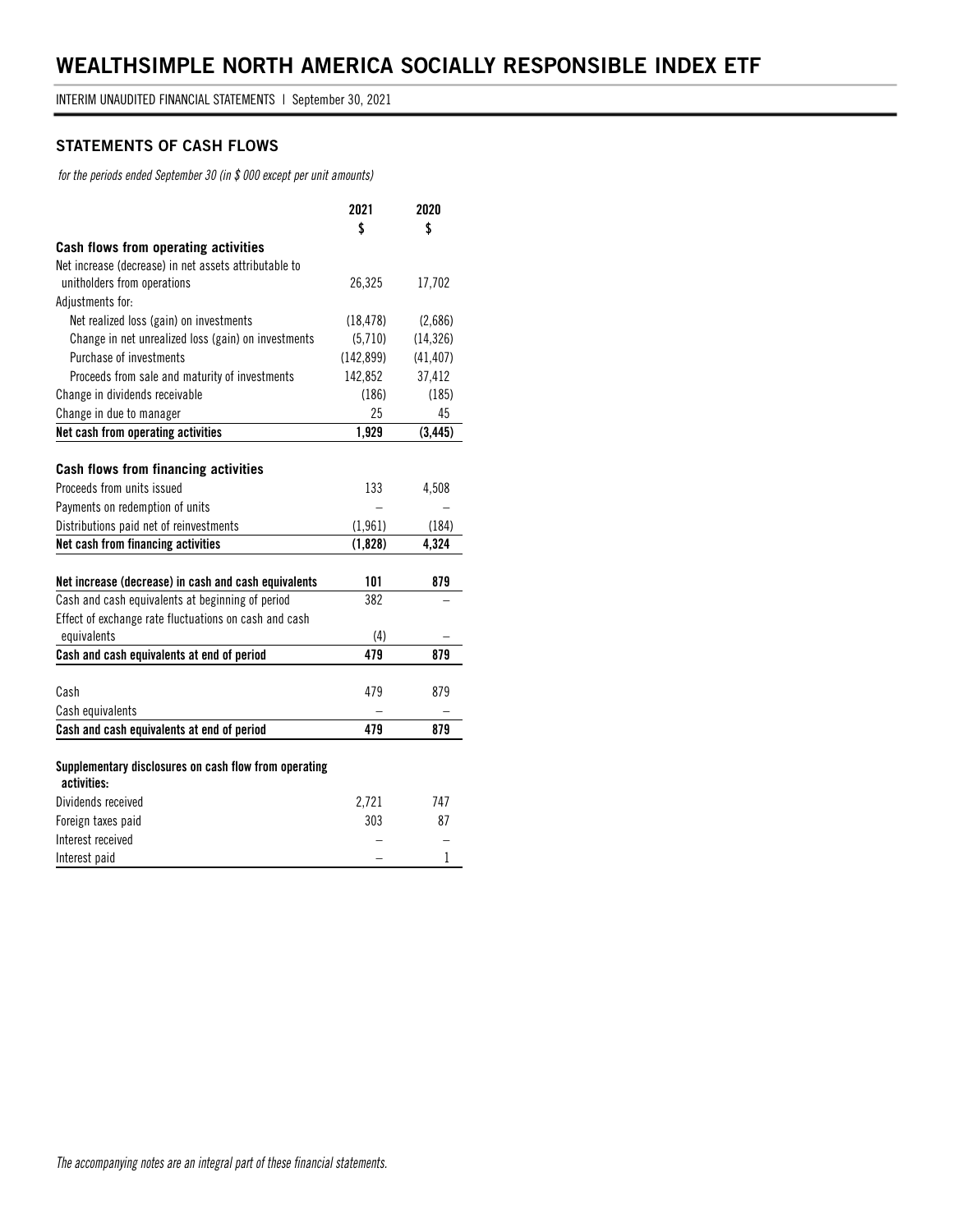# WEALTHSIMPLE NORTH AMERICA SOCIALLY RESPONSIBLE INDEX ETF

INTERIM UNAUDITED FINANCIAL STATEMENTS | September 30, 2021

## STATEMENTS OF CASH FLOWS

*for the periods ended September 30 (in $ 000 except per unit amounts)*

| | 2021<br>$ | 2020<br>$ |
|---|---|---|
| **Cash flows from operating activities** | | |
| Net increase (decrease) in net assets attributable to unitholders from operations | 26,325 | 17,702 |
| Adjustments for: | | |
| Net realized loss (gain) on investments | (18,478) | (2,686) |
| Change in net unrealized loss (gain) on investments | (5,710) | (14,326) |
| Purchase of investments | (142,899) | (41,407) |
| Proceeds from sale and maturity of investments | 142,852 | 37,412 |
| Change in dividends receivable | (186) | (185) |
| Change in due to manager | 25 | 45 |
| **Net cash from operating activities** | **1,929** | **(3,445)** |
| | | |
| **Cash flows from financing activities** | | |
| Proceeds from units issued | 133 | 4,508 |
| Payments on redemption of units | – | – |
| Distributions paid net of reinvestments | (1,961) | (184) |
| **Net cash from financing activities** | **(1,828)** | **4,324** |
| | | |
| **Net increase (decrease) in cash and cash equivalents** | **101** | **879** |
| Cash and cash equivalents at beginning of period | 382 | – |
| Effect of exchange rate fluctuations on cash and cash equivalents | (4) | – |
| **Cash and cash equivalents at end of period** | **479** | **879** |
| | | |
| Cash | 479 | 879 |
| Cash equivalents | – | – |
| **Cash and cash equivalents at end of period** | **479** | **879** |
| | | |
| **Supplementary disclosures on cash flow from operating activities:** | | |
| Dividends received | 2,721 | 747 |
| Foreign taxes paid | 303 | 87 |
| Interest received | – | – |
| Interest paid | – | 1 |

*The accompanying notes are an integral part of these financial statements.*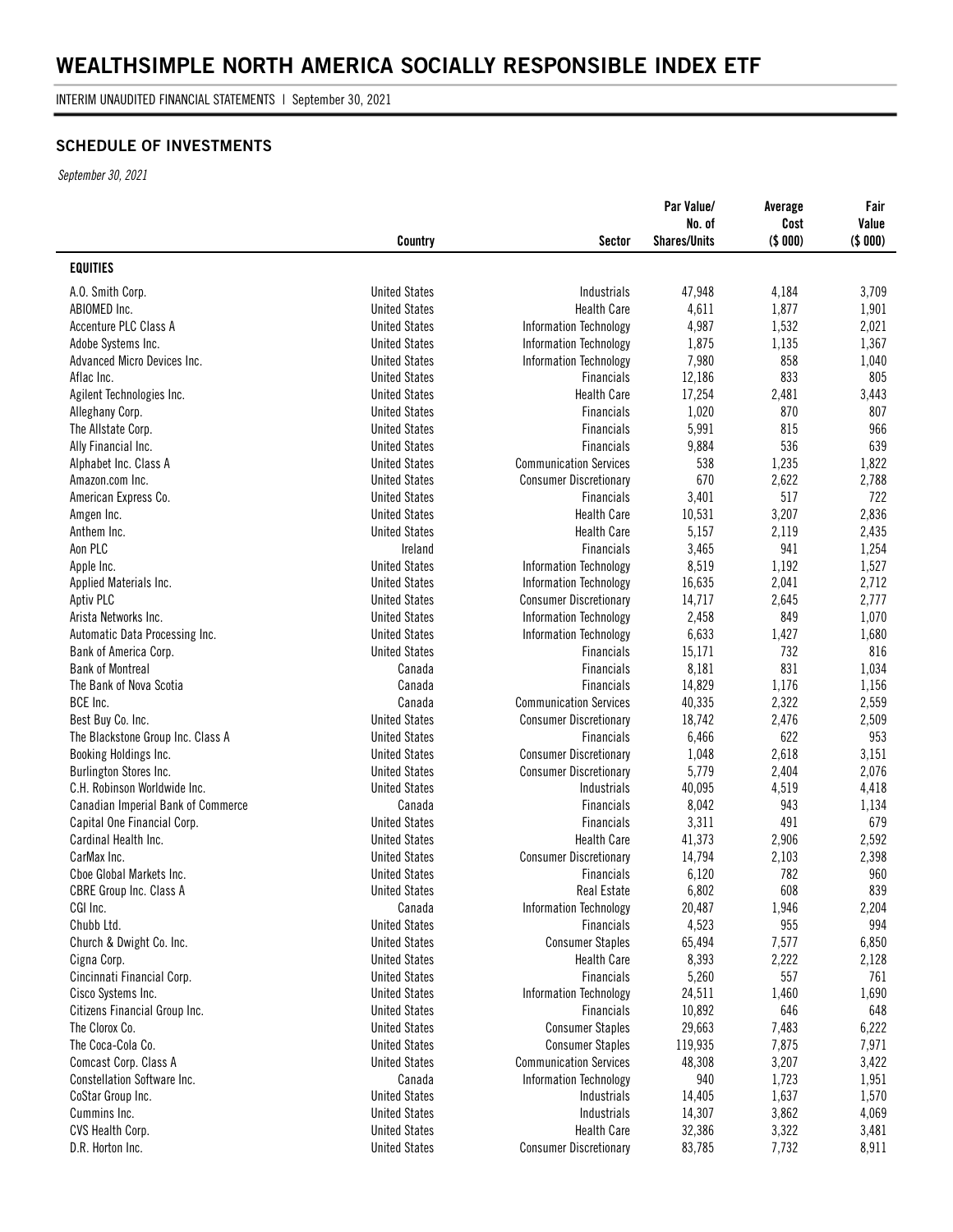# WEALTHSIMPLE NORTH AMERICA SOCIALLY RESPONSIBLE INDEX ETF

INTERIM UNAUDITED FINANCIAL STATEMENTS | September 30, 2021

## SCHEDULE OF INVESTMENTS

*September 30, 2021*

| | Country | Sector | Par Value/ No. of Shares/Units | Average Cost ($ 000) | Fair Value ($ 000) |
|---|---|---|---|---|---|
| **EQUITIES** | | | | | |
| A.O. Smith Corp. | United States | Industrials | 47,948 | 4,184 | 3,709 |
| ABIOMED Inc. | United States | Health Care | 4,611 | 1,877 | 1,901 |
| Accenture PLC Class A | United States | Information Technology | 4,987 | 1,532 | 2,021 |
| Adobe Systems Inc. | United States | Information Technology | 1,875 | 1,135 | 1,367 |
| Advanced Micro Devices Inc. | United States | Information Technology | 7,980 | 858 | 1,040 |
| Aflac Inc. | United States | Financials | 12,186 | 833 | 805 |
| Agilent Technologies Inc. | United States | Health Care | 17,254 | 2,481 | 3,443 |
| Alleghany Corp. | United States | Financials | 1,020 | 870 | 807 |
| The Allstate Corp. | United States | Financials | 5,991 | 815 | 966 |
| Ally Financial Inc. | United States | Financials | 9,884 | 536 | 639 |
| Alphabet Inc. Class A | United States | Communication Services | 538 | 1,235 | 1,822 |
| Amazon.com Inc. | United States | Consumer Discretionary | 670 | 2,622 | 2,788 |
| American Express Co. | United States | Financials | 3,401 | 517 | 722 |
| Amgen Inc. | United States | Health Care | 10,531 | 3,207 | 2,836 |
| Anthem Inc. | United States | Health Care | 5,157 | 2,119 | 2,435 |
| Aon PLC | Ireland | Financials | 3,465 | 941 | 1,254 |
| Apple Inc. | United States | Information Technology | 8,519 | 1,192 | 1,527 |
| Applied Materials Inc. | United States | Information Technology | 16,635 | 2,041 | 2,712 |
| Aptiv PLC | United States | Consumer Discretionary | 14,717 | 2,645 | 2,777 |
| Arista Networks Inc. | United States | Information Technology | 2,458 | 849 | 1,070 |
| Automatic Data Processing Inc. | United States | Information Technology | 6,633 | 1,427 | 1,680 |
| Bank of America Corp. | United States | Financials | 15,171 | 732 | 816 |
| Bank of Montreal | Canada | Financials | 8,181 | 831 | 1,034 |
| The Bank of Nova Scotia | Canada | Financials | 14,829 | 1,176 | 1,156 |
| BCE Inc. | Canada | Communication Services | 40,335 | 2,322 | 2,559 |
| Best Buy Co. Inc. | United States | Consumer Discretionary | 18,742 | 2,476 | 2,509 |
| The Blackstone Group Inc. Class A | United States | Financials | 6,466 | 622 | 953 |
| Booking Holdings Inc. | United States | Consumer Discretionary | 1,048 | 2,618 | 3,151 |
| Burlington Stores Inc. | United States | Consumer Discretionary | 5,779 | 2,404 | 2,076 |
| C.H. Robinson Worldwide Inc. | United States | Industrials | 40,095 | 4,519 | 4,418 |
| Canadian Imperial Bank of Commerce | Canada | Financials | 8,042 | 943 | 1,134 |
| Capital One Financial Corp. | United States | Financials | 3,311 | 491 | 679 |
| Cardinal Health Inc. | United States | Health Care | 41,373 | 2,906 | 2,592 |
| CarMax Inc. | United States | Consumer Discretionary | 14,794 | 2,103 | 2,398 |
| Cboe Global Markets Inc. | United States | Financials | 6,120 | 782 | 960 |
| CBRE Group Inc. Class A | United States | Real Estate | 6,802 | 608 | 839 |
| CGI Inc. | Canada | Information Technology | 20,487 | 1,946 | 2,204 |
| Chubb Ltd. | United States | Financials | 4,523 | 955 | 994 |
| Church & Dwight Co. Inc. | United States | Consumer Staples | 65,494 | 7,577 | 6,850 |
| Cigna Corp. | United States | Health Care | 8,393 | 2,222 | 2,128 |
| Cincinnati Financial Corp. | United States | Financials | 5,260 | 557 | 761 |
| Cisco Systems Inc. | United States | Information Technology | 24,511 | 1,460 | 1,690 |
| Citizens Financial Group Inc. | United States | Financials | 10,892 | 646 | 648 |
| The Clorox Co. | United States | Consumer Staples | 29,663 | 7,483 | 6,222 |
| The Coca-Cola Co. | United States | Consumer Staples | 119,935 | 7,875 | 7,971 |
| Comcast Corp. Class A | United States | Communication Services | 48,308 | 3,207 | 3,422 |
| Constellation Software Inc. | Canada | Information Technology | 940 | 1,723 | 1,951 |
| CoStar Group Inc. | United States | Industrials | 14,405 | 1,637 | 1,570 |
| Cummins Inc. | United States | Industrials | 14,307 | 3,862 | 4,069 |
| CVS Health Corp. | United States | Health Care | 32,386 | 3,322 | 3,481 |
| D.R. Horton Inc. | United States | Consumer Discretionary | 83,785 | 7,732 | 8,911 |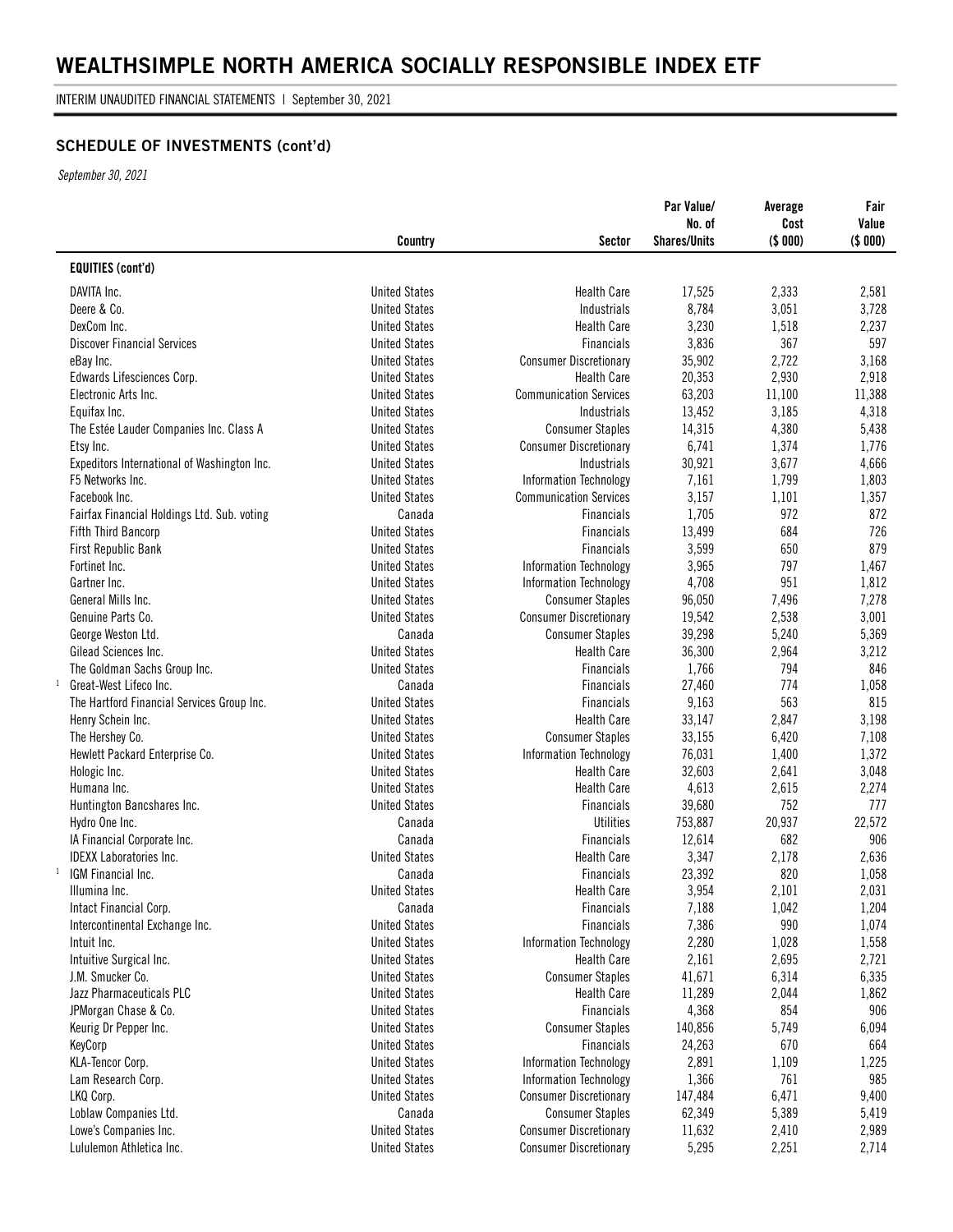# WEALTHSIMPLE NORTH AMERICA SOCIALLY RESPONSIBLE INDEX ETF

INTERIM UNAUDITED FINANCIAL STATEMENTS | September 30, 2021

## SCHEDULE OF INVESTMENTS (cont'd)

*September 30, 2021*

| | Country | Sector | Par Value/ No. of Shares/Units | Average Cost ($ 000) | Fair Value ($ 000) |
|---|---|---|---|---|---|
| **EQUITIES (cont'd)** | | | | | |
| DAVITA Inc. | United States | Health Care | 17,525 | 2,333 | 2,581 |
| Deere & Co. | United States | Industrials | 8,784 | 3,051 | 3,728 |
| DexCom Inc. | United States | Health Care | 3,230 | 1,518 | 2,237 |
| Discover Financial Services | United States | Financials | 3,836 | 367 | 597 |
| eBay Inc. | United States | Consumer Discretionary | 35,902 | 2,722 | 3,168 |
| Edwards Lifesciences Corp. | United States | Health Care | 20,353 | 2,930 | 2,918 |
| Electronic Arts Inc. | United States | Communication Services | 63,203 | 11,100 | 11,388 |
| Equifax Inc. | United States | Industrials | 13,452 | 3,185 | 4,318 |
| The Estée Lauder Companies Inc. Class A | United States | Consumer Staples | 14,315 | 4,380 | 5,438 |
| Etsy Inc. | United States | Consumer Discretionary | 6,741 | 1,374 | 1,776 |
| Expeditors International of Washington Inc. | United States | Industrials | 30,921 | 3,677 | 4,666 |
| F5 Networks Inc. | United States | Information Technology | 7,161 | 1,799 | 1,803 |
| Facebook Inc. | United States | Communication Services | 3,157 | 1,101 | 1,357 |
| Fairfax Financial Holdings Ltd. Sub. voting | Canada | Financials | 1,705 | 972 | 872 |
| Fifth Third Bancorp | United States | Financials | 13,499 | 684 | 726 |
| First Republic Bank | United States | Financials | 3,599 | 650 | 879 |
| Fortinet Inc. | United States | Information Technology | 3,965 | 797 | 1,467 |
| Gartner Inc. | United States | Information Technology | 4,708 | 951 | 1,812 |
| General Mills Inc. | United States | Consumer Staples | 96,050 | 7,496 | 7,278 |
| Genuine Parts Co. | United States | Consumer Discretionary | 19,542 | 2,538 | 3,001 |
| George Weston Ltd. | Canada | Consumer Staples | 39,298 | 5,240 | 5,369 |
| Gilead Sciences Inc. | United States | Health Care | 36,300 | 2,964 | 3,212 |
| The Goldman Sachs Group Inc. | United States | Financials | 1,766 | 794 | 846 |
| [1] Great-West Lifeco Inc. | Canada | Financials | 27,460 | 774 | 1,058 |
| The Hartford Financial Services Group Inc. | United States | Financials | 9,163 | 563 | 815 |
| Henry Schein Inc. | United States | Health Care | 33,147 | 2,847 | 3,198 |
| The Hershey Co. | United States | Consumer Staples | 33,155 | 6,420 | 7,108 |
| Hewlett Packard Enterprise Co. | United States | Information Technology | 76,031 | 1,400 | 1,372 |
| Hologic Inc. | United States | Health Care | 32,603 | 2,641 | 3,048 |
| Humana Inc. | United States | Health Care | 4,613 | 2,615 | 2,274 |
| Huntington Bancshares Inc. | United States | Financials | 39,680 | 752 | 777 |
| Hydro One Inc. | Canada | Utilities | 753,887 | 20,937 | 22,572 |
| IA Financial Corporate Inc. | Canada | Financials | 12,614 | 682 | 906 |
| IDEXX Laboratories Inc. | United States | Health Care | 3,347 | 2,178 | 2,636 |
| [1] IGM Financial Inc. | Canada | Financials | 23,392 | 820 | 1,058 |
| Illumina Inc. | United States | Health Care | 3,954 | 2,101 | 2,031 |
| Intact Financial Corp. | Canada | Financials | 7,188 | 1,042 | 1,204 |
| Intercontinental Exchange Inc. | United States | Financials | 7,386 | 990 | 1,074 |
| Intuit Inc. | United States | Information Technology | 2,280 | 1,028 | 1,558 |
| Intuitive Surgical Inc. | United States | Health Care | 2,161 | 2,695 | 2,721 |
| J.M. Smucker Co. | United States | Consumer Staples | 41,671 | 6,314 | 6,335 |
| Jazz Pharmaceuticals PLC | United States | Health Care | 11,289 | 2,044 | 1,862 |
| JPMorgan Chase & Co. | United States | Financials | 4,368 | 854 | 906 |
| Keurig Dr Pepper Inc. | United States | Consumer Staples | 140,856 | 5,749 | 6,094 |
| KeyCorp | United States | Financials | 24,263 | 670 | 664 |
| KLA-Tencor Corp. | United States | Information Technology | 2,891 | 1,109 | 1,225 |
| Lam Research Corp. | United States | Information Technology | 1,366 | 761 | 985 |
| LKQ Corp. | United States | Consumer Discretionary | 147,484 | 6,471 | 9,400 |
| Loblaw Companies Ltd. | Canada | Consumer Staples | 62,349 | 5,389 | 5,419 |
| Lowe's Companies Inc. | United States | Consumer Discretionary | 11,632 | 2,410 | 2,989 |
| Lululemon Athletica Inc. | United States | Consumer Discretionary | 5,295 | 2,251 | 2,714 |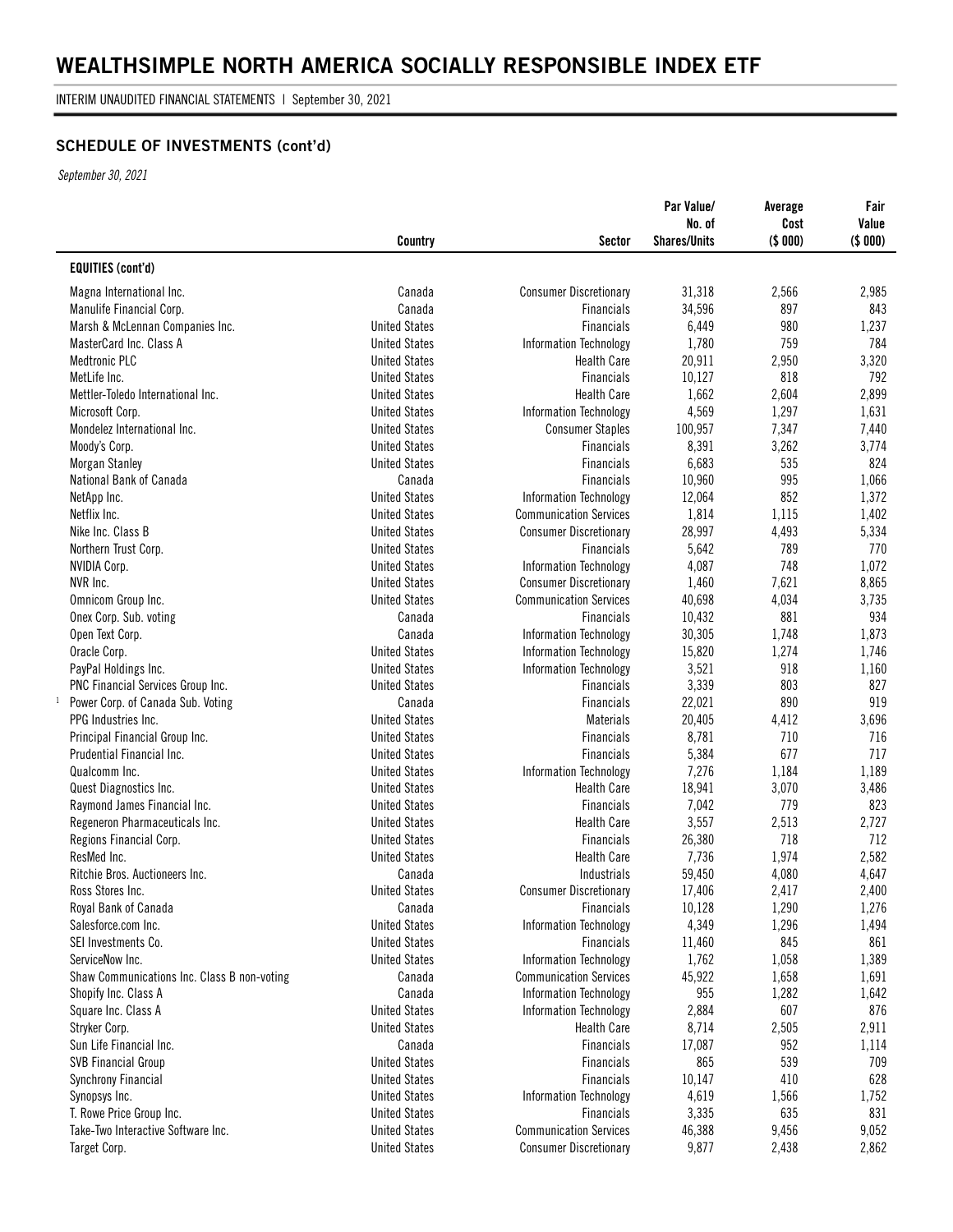# WEALTHSIMPLE NORTH AMERICA SOCIALLY RESPONSIBLE INDEX ETF

INTERIM UNAUDITED FINANCIAL STATEMENTS | September 30, 2021

## SCHEDULE OF INVESTMENTS (cont'd)

*September 30, 2021*

| | Country | Sector | Par Value/ No. of Shares/Units | Average Cost ($ 000) | Fair Value ($ 000) |
|---|---|---|---|---|---|
| **EQUITIES (cont'd)** | | | | | |
| Magna International Inc. | Canada | Consumer Discretionary | 31,318 | 2,566 | 2,985 |
| Manulife Financial Corp. | Canada | Financials | 34,596 | 897 | 843 |
| Marsh & McLennan Companies Inc. | United States | Financials | 6,449 | 980 | 1,237 |
| MasterCard Inc. Class A | United States | Information Technology | 1,780 | 759 | 784 |
| Medtronic PLC | United States | Health Care | 20,911 | 2,950 | 3,320 |
| MetLife Inc. | United States | Financials | 10,127 | 818 | 792 |
| Mettler-Toledo International Inc. | United States | Health Care | 1,662 | 2,604 | 2,899 |
| Microsoft Corp. | United States | Information Technology | 4,569 | 1,297 | 1,631 |
| Mondelez International Inc. | United States | Consumer Staples | 100,957 | 7,347 | 7,440 |
| Moody's Corp. | United States | Financials | 8,391 | 3,262 | 3,774 |
| Morgan Stanley | United States | Financials | 6,683 | 535 | 824 |
| National Bank of Canada | Canada | Financials | 10,960 | 995 | 1,066 |
| NetApp Inc. | United States | Information Technology | 12,064 | 852 | 1,372 |
| Netflix Inc. | United States | Communication Services | 1,814 | 1,115 | 1,402 |
| Nike Inc. Class B | United States | Consumer Discretionary | 28,997 | 4,493 | 5,334 |
| Northern Trust Corp. | United States | Financials | 5,642 | 789 | 770 |
| NVIDIA Corp. | United States | Information Technology | 4,087 | 748 | 1,072 |
| NVR Inc. | United States | Consumer Discretionary | 1,460 | 7,621 | 8,865 |
| Omnicom Group Inc. | United States | Communication Services | 40,698 | 4,034 | 3,735 |
| Onex Corp. Sub. voting | Canada | Financials | 10,432 | 881 | 934 |
| Open Text Corp. | Canada | Information Technology | 30,305 | 1,748 | 1,873 |
| Oracle Corp. | United States | Information Technology | 15,820 | 1,274 | 1,746 |
| PayPal Holdings Inc. | United States | Information Technology | 3,521 | 918 | 1,160 |
| PNC Financial Services Group Inc. | United States | Financials | 3,339 | 803 | 827 |
| [1] Power Corp. of Canada Sub. Voting | Canada | Financials | 22,021 | 890 | 919 |
| PPG Industries Inc. | United States | Materials | 20,405 | 4,412 | 3,696 |
| Principal Financial Group Inc. | United States | Financials | 8,781 | 710 | 716 |
| Prudential Financial Inc. | United States | Financials | 5,384 | 677 | 717 |
| Qualcomm Inc. | United States | Information Technology | 7,276 | 1,184 | 1,189 |
| Quest Diagnostics Inc. | United States | Health Care | 18,941 | 3,070 | 3,486 |
| Raymond James Financial Inc. | United States | Financials | 7,042 | 779 | 823 |
| Regeneron Pharmaceuticals Inc. | United States | Health Care | 3,557 | 2,513 | 2,727 |
| Regions Financial Corp. | United States | Financials | 26,380 | 718 | 712 |
| ResMed Inc. | United States | Health Care | 7,736 | 1,974 | 2,582 |
| Ritchie Bros. Auctioneers Inc. | Canada | Industrials | 59,450 | 4,080 | 4,647 |
| Ross Stores Inc. | United States | Consumer Discretionary | 17,406 | 2,417 | 2,400 |
| Royal Bank of Canada | Canada | Financials | 10,128 | 1,290 | 1,276 |
| Salesforce.com Inc. | United States | Information Technology | 4,349 | 1,296 | 1,494 |
| SEI Investments Co. | United States | Financials | 11,460 | 845 | 861 |
| ServiceNow Inc. | United States | Information Technology | 1,762 | 1,058 | 1,389 |
| Shaw Communications Inc. Class B non-voting | Canada | Communication Services | 45,922 | 1,658 | 1,691 |
| Shopify Inc. Class A | Canada | Information Technology | 955 | 1,282 | 1,642 |
| Square Inc. Class A | United States | Information Technology | 2,884 | 607 | 876 |
| Stryker Corp. | United States | Health Care | 8,714 | 2,505 | 2,911 |
| Sun Life Financial Inc. | Canada | Financials | 17,087 | 952 | 1,114 |
| SVB Financial Group | United States | Financials | 865 | 539 | 709 |
| Synchrony Financial | United States | Financials | 10,147 | 410 | 628 |
| Synopsys Inc. | United States | Information Technology | 4,619 | 1,566 | 1,752 |
| T. Rowe Price Group Inc. | United States | Financials | 3,335 | 635 | 831 |
| Take-Two Interactive Software Inc. | United States | Communication Services | 46,388 | 9,456 | 9,052 |
| Target Corp. | United States | Consumer Discretionary | 9,877 | 2,438 | 2,862 |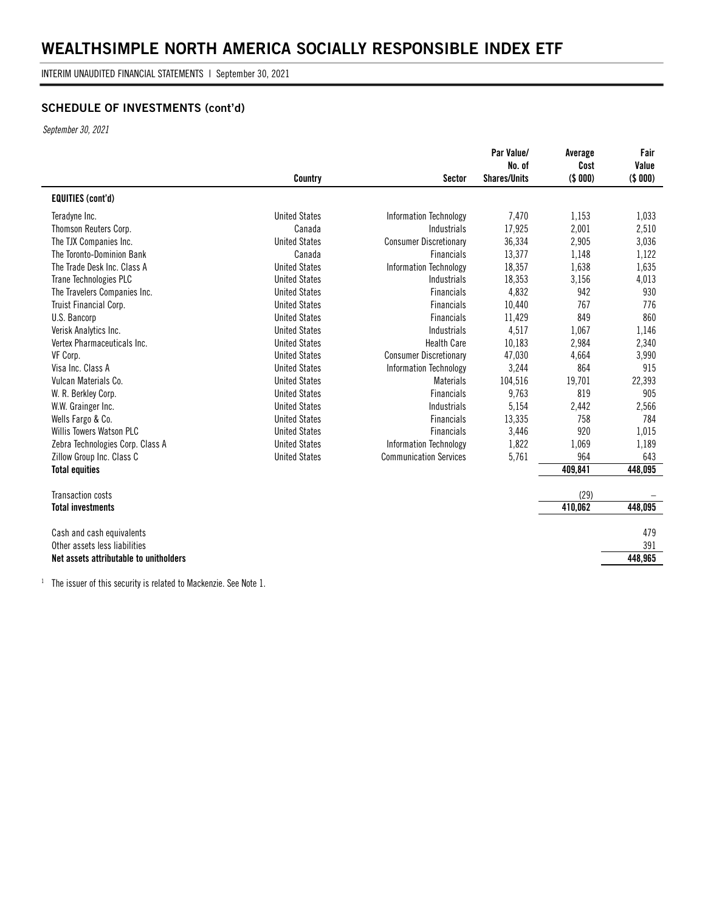# WEALTHSIMPLE NORTH AMERICA SOCIALLY RESPONSIBLE INDEX ETF

INTERIM UNAUDITED FINANCIAL STATEMENTS | September 30, 2021

## SCHEDULE OF INVESTMENTS (cont'd)

*September 30, 2021*

| | Country | Sector | Par Value/ No. of Shares/Units | Average Cost ($ 000) | Fair Value ($ 000) |
|---|---|---|---|---|---|
| **EQUITIES (cont'd)** | | | | | |
| Teradyne Inc. | United States | Information Technology | 7,470 | 1,153 | 1,033 |
| Thomson Reuters Corp. | Canada | Industrials | 17,925 | 2,001 | 2,510 |
| The TJX Companies Inc. | United States | Consumer Discretionary | 36,334 | 2,905 | 3,036 |
| The Toronto-Dominion Bank | Canada | Financials | 13,377 | 1,148 | 1,122 |
| The Trade Desk Inc. Class A | United States | Information Technology | 18,357 | 1,638 | 1,635 |
| Trane Technologies PLC | United States | Industrials | 18,353 | 3,156 | 4,013 |
| The Travelers Companies Inc. | United States | Financials | 4,832 | 942 | 930 |
| Truist Financial Corp. | United States | Financials | 10,440 | 767 | 776 |
| U.S. Bancorp | United States | Financials | 11,429 | 849 | 860 |
| Verisk Analytics Inc. | United States | Industrials | 4,517 | 1,067 | 1,146 |
| Vertex Pharmaceuticals Inc. | United States | Health Care | 10,183 | 2,984 | 2,340 |
| VF Corp. | United States | Consumer Discretionary | 47,030 | 4,664 | 3,990 |
| Visa Inc. Class A | United States | Information Technology | 3,244 | 864 | 915 |
| Vulcan Materials Co. | United States | Materials | 104,516 | 19,701 | 22,393 |
| W. R. Berkley Corp. | United States | Financials | 9,763 | 819 | 905 |
| W.W. Grainger Inc. | United States | Industrials | 5,154 | 2,442 | 2,566 |
| Wells Fargo & Co. | United States | Financials | 13,335 | 758 | 784 |
| Willis Towers Watson PLC | United States | Financials | 3,446 | 920 | 1,015 |
| Zebra Technologies Corp. Class A | United States | Information Technology | 1,822 | 1,069 | 1,189 |
| Zillow Group Inc. Class C | United States | Communication Services | 5,761 | 964 | 643 |
| **Total equities** | | | | **409,841** | **448,095** |
| | | | | | |
| Transaction costs | | | | (29) | – |
| **Total investments** | | | | **410,062** | **448,095** |
| | | | | | |
| Cash and cash equivalents | | | | | 479 |
| Other assets less liabilities | | | | | 391 |
| **Net assets attributable to unitholders** | | | | | **448,965** |

[1] The issuer of this security is related to Mackenzie. See Note 1.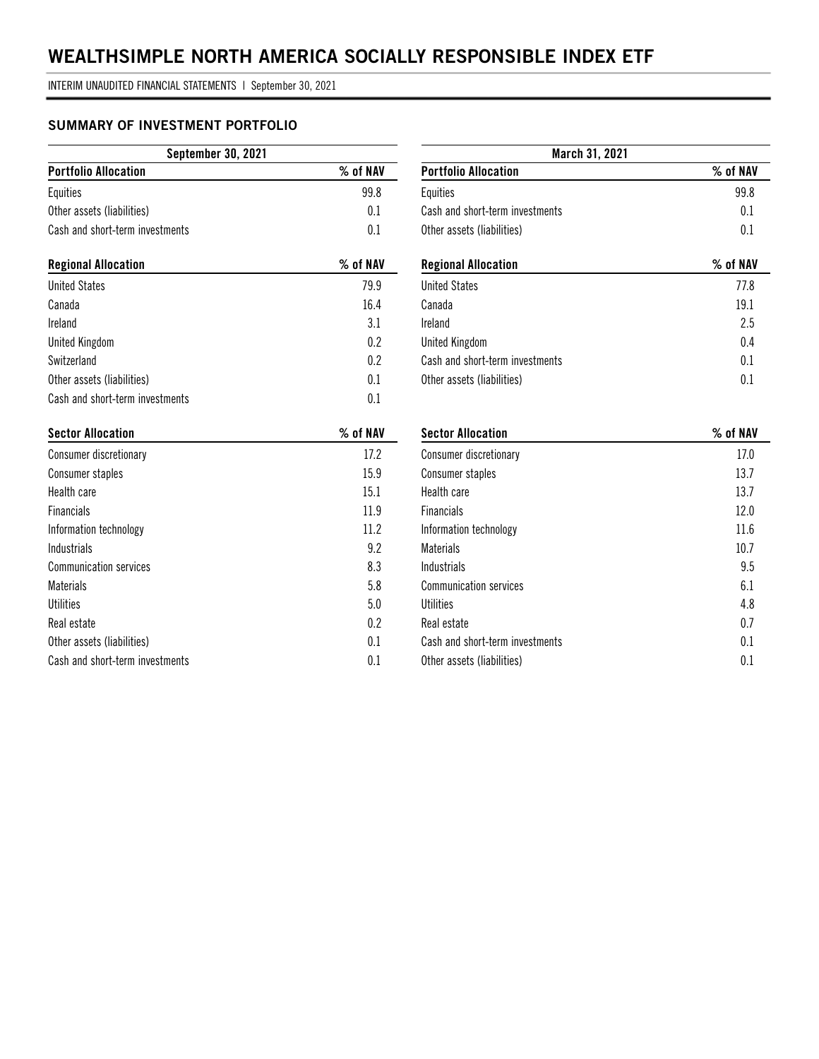# WEALTHSIMPLE NORTH AMERICA SOCIALLY RESPONSIBLE INDEX ETF

INTERIM UNAUDITED FINANCIAL STATEMENTS | September 30, 2021

## SUMMARY OF INVESTMENT PORTFOLIO

### September 30, 2021

| Portfolio Allocation | % of NAV |
|---|---|
| Equities | 99.8 |
| Other assets (liabilities) | 0.1 |
| Cash and short-term investments | 0.1 |

| Regional Allocation | % of NAV |
|---|---|
| United States | 79.9 |
| Canada | 16.4 |
| Ireland | 3.1 |
| United Kingdom | 0.2 |
| Switzerland | 0.2 |
| Other assets (liabilities) | 0.1 |
| Cash and short-term investments | 0.1 |

| Sector Allocation | % of NAV |
|---|---|
| Consumer discretionary | 17.2 |
| Consumer staples | 15.9 |
| Health care | 15.1 |
| Financials | 11.9 |
| Information technology | 11.2 |
| Industrials | 9.2 |
| Communication services | 8.3 |
| Materials | 5.8 |
| Utilities | 5.0 |
| Real estate | 0.2 |
| Other assets (liabilities) | 0.1 |
| Cash and short-term investments | 0.1 |

### March 31, 2021

| Portfolio Allocation | % of NAV |
|---|---|
| Equities | 99.8 |
| Cash and short-term investments | 0.1 |
| Other assets (liabilities) | 0.1 |

| Regional Allocation | % of NAV |
|---|---|
| United States | 77.8 |
| Canada | 19.1 |
| Ireland | 2.5 |
| United Kingdom | 0.4 |
| Cash and short-term investments | 0.1 |
| Other assets (liabilities) | 0.1 |

| Sector Allocation | % of NAV |
|---|---|
| Consumer discretionary | 17.0 |
| Consumer staples | 13.7 |
| Health care | 13.7 |
| Financials | 12.0 |
| Information technology | 11.6 |
| Materials | 10.7 |
| Industrials | 9.5 |
| Communication services | 6.1 |
| Utilities | 4.8 |
| Real estate | 0.7 |
| Cash and short-term investments | 0.1 |
| Other assets (liabilities) | 0.1 |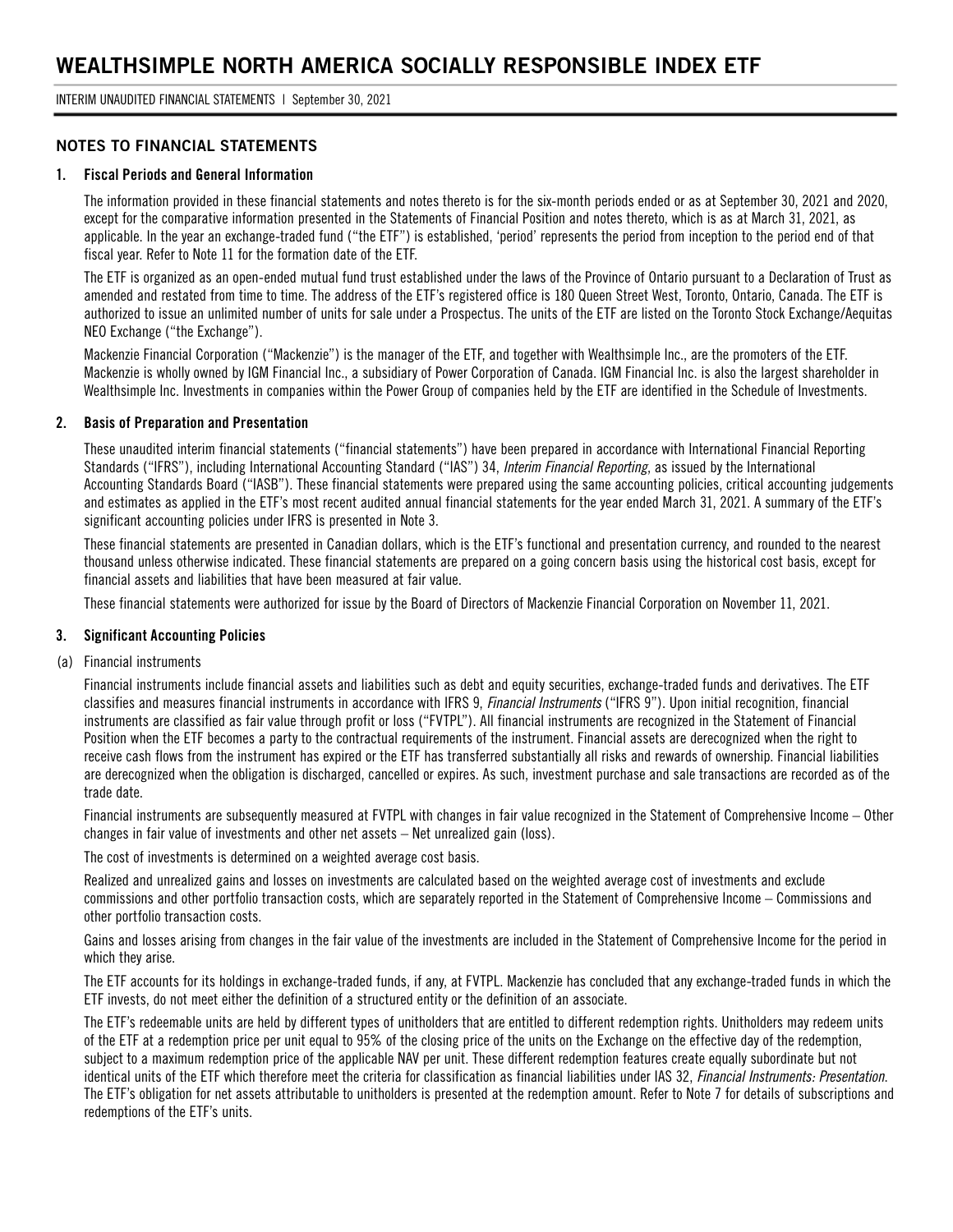## NOTES TO FINANCIAL STATEMENTS

### 1. Fiscal Periods and General Information

The information provided in these financial statements and notes thereto is for the six-month periods ended or as at September 30, 2021 and 2020, except for the comparative information presented in the Statements of Financial Position and notes thereto, which is as at March 31, 2021, as applicable. In the year an exchange-traded fund ("the ETF") is established, 'period' represents the period from inception to the period end of that fiscal year. Refer to Note 11 for the formation date of the ETF.

The ETF is organized as an open-ended mutual fund trust established under the laws of the Province of Ontario pursuant to a Declaration of Trust as amended and restated from time to time. The address of the ETF's registered office is 180 Queen Street West, Toronto, Ontario, Canada. The ETF is authorized to issue an unlimited number of units for sale under a Prospectus. The units of the ETF are listed on the Toronto Stock Exchange/Aequitas NEO Exchange ("the Exchange").

Mackenzie Financial Corporation ("Mackenzie") is the manager of the ETF, and together with Wealthsimple Inc., are the promoters of the ETF. Mackenzie is wholly owned by IGM Financial Inc., a subsidiary of Power Corporation of Canada. IGM Financial Inc. is also the largest shareholder in Wealthsimple Inc. Investments in companies within the Power Group of companies held by the ETF are identified in the Schedule of Investments.

### 2. Basis of Preparation and Presentation

These unaudited interim financial statements ("financial statements") have been prepared in accordance with International Financial Reporting Standards ("IFRS"), including International Accounting Standard ("IAS") 34, *Interim Financial Reporting*, as issued by the International Accounting Standards Board ("IASB"). These financial statements were prepared using the same accounting policies, critical accounting judgements and estimates as applied in the ETF's most recent audited annual financial statements for the year ended March 31, 2021. A summary of the ETF's significant accounting policies under IFRS is presented in Note 3.

These financial statements are presented in Canadian dollars, which is the ETF's functional and presentation currency, and rounded to the nearest thousand unless otherwise indicated. These financial statements are prepared on a going concern basis using the historical cost basis, except for financial assets and liabilities that have been measured at fair value.

These financial statements were authorized for issue by the Board of Directors of Mackenzie Financial Corporation on November 11, 2021.

### 3. Significant Accounting Policies

(a) Financial instruments

Financial instruments include financial assets and liabilities such as debt and equity securities, exchange-traded funds and derivatives. The ETF classifies and measures financial instruments in accordance with IFRS 9, *Financial Instruments* ("IFRS 9"). Upon initial recognition, financial instruments are classified as fair value through profit or loss ("FVTPL"). All financial instruments are recognized in the Statement of Financial Position when the ETF becomes a party to the contractual requirements of the instrument. Financial assets are derecognized when the right to receive cash flows from the instrument has expired or the ETF has transferred substantially all risks and rewards of ownership. Financial liabilities are derecognized when the obligation is discharged, cancelled or expires. As such, investment purchase and sale transactions are recorded as of the trade date.

Financial instruments are subsequently measured at FVTPL with changes in fair value recognized in the Statement of Comprehensive Income – Other changes in fair value of investments and other net assets – Net unrealized gain (loss).

The cost of investments is determined on a weighted average cost basis.

Realized and unrealized gains and losses on investments are calculated based on the weighted average cost of investments and exclude commissions and other portfolio transaction costs, which are separately reported in the Statement of Comprehensive Income – Commissions and other portfolio transaction costs.

Gains and losses arising from changes in the fair value of the investments are included in the Statement of Comprehensive Income for the period in which they arise.

The ETF accounts for its holdings in exchange-traded funds, if any, at FVTPL. Mackenzie has concluded that any exchange-traded funds in which the ETF invests, do not meet either the definition of a structured entity or the definition of an associate.

The ETF's redeemable units are held by different types of unitholders that are entitled to different redemption rights. Unitholders may redeem units of the ETF at a redemption price per unit equal to 95% of the closing price of the units on the Exchange on the effective day of the redemption, subject to a maximum redemption price of the applicable NAV per unit. These different redemption features create equally subordinate but not identical units of the ETF which therefore meet the criteria for classification as financial liabilities under IAS 32, *Financial Instruments: Presentation*. The ETF's obligation for net assets attributable to unitholders is presented at the redemption amount. Refer to Note 7 for details of subscriptions and redemptions of the ETF's units.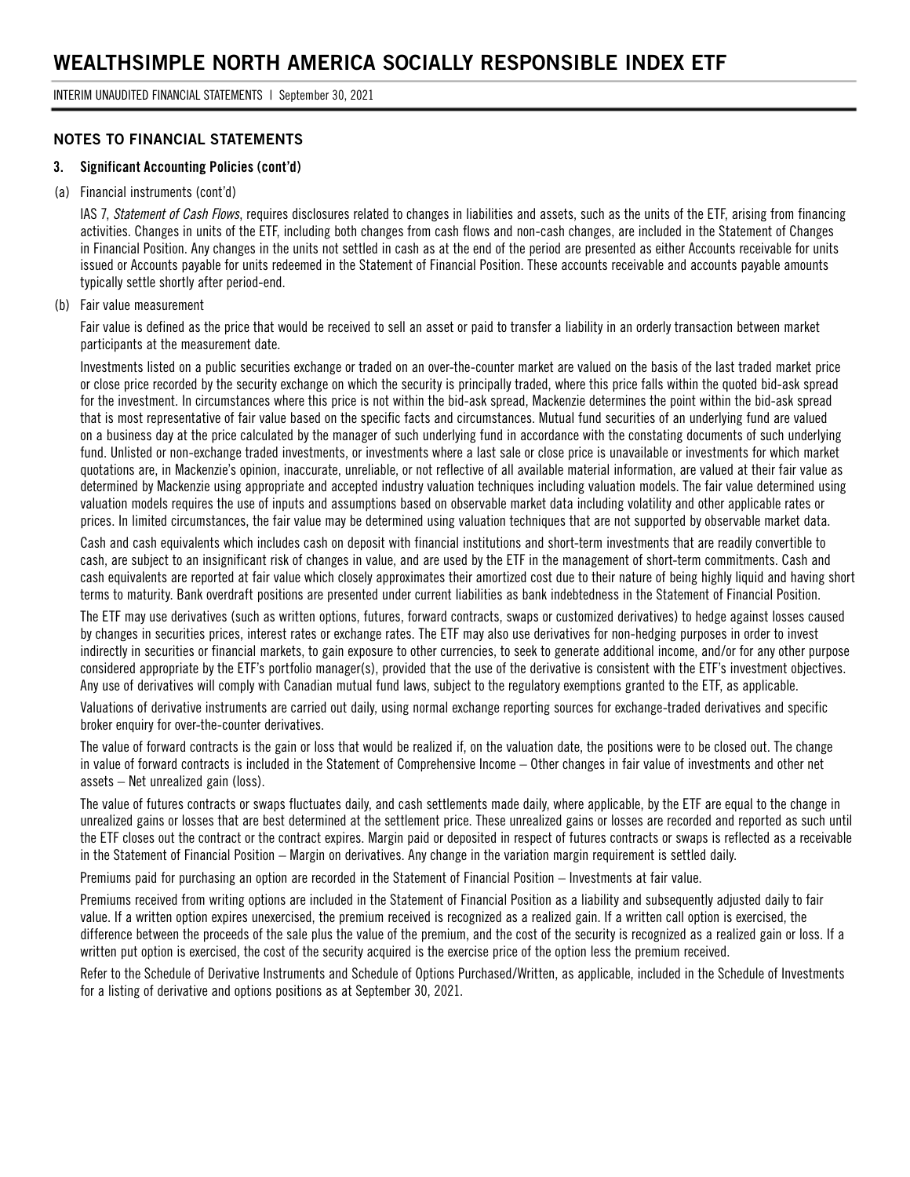## NOTES TO FINANCIAL STATEMENTS

### 3. Significant Accounting Policies (cont'd)

(a) Financial instruments (cont'd)

IAS 7, *Statement of Cash Flows*, requires disclosures related to changes in liabilities and assets, such as the units of the ETF, arising from financing activities. Changes in units of the ETF, including both changes from cash flows and non-cash changes, are included in the Statement of Changes in Financial Position. Any changes in the units not settled in cash as at the end of the period are presented as either Accounts receivable for units issued or Accounts payable for units redeemed in the Statement of Financial Position. These accounts receivable and accounts payable amounts typically settle shortly after period-end.

(b) Fair value measurement

Fair value is defined as the price that would be received to sell an asset or paid to transfer a liability in an orderly transaction between market participants at the measurement date.

Investments listed on a public securities exchange or traded on an over-the-counter market are valued on the basis of the last traded market price or close price recorded by the security exchange on which the security is principally traded, where this price falls within the quoted bid-ask spread for the investment. In circumstances where this price is not within the bid-ask spread, Mackenzie determines the point within the bid-ask spread that is most representative of fair value based on the specific facts and circumstances. Mutual fund securities of an underlying fund are valued on a business day at the price calculated by the manager of such underlying fund in accordance with the constating documents of such underlying fund. Unlisted or non-exchange traded investments, or investments where a last sale or close price is unavailable or investments for which market quotations are, in Mackenzie's opinion, inaccurate, unreliable, or not reflective of all available material information, are valued at their fair value as determined by Mackenzie using appropriate and accepted industry valuation techniques including valuation models. The fair value determined using valuation models requires the use of inputs and assumptions based on observable market data including volatility and other applicable rates or prices. In limited circumstances, the fair value may be determined using valuation techniques that are not supported by observable market data.

Cash and cash equivalents which includes cash on deposit with financial institutions and short-term investments that are readily convertible to cash, are subject to an insignificant risk of changes in value, and are used by the ETF in the management of short-term commitments. Cash and cash equivalents are reported at fair value which closely approximates their amortized cost due to their nature of being highly liquid and having short terms to maturity. Bank overdraft positions are presented under current liabilities as bank indebtedness in the Statement of Financial Position.

The ETF may use derivatives (such as written options, futures, forward contracts, swaps or customized derivatives) to hedge against losses caused by changes in securities prices, interest rates or exchange rates. The ETF may also use derivatives for non-hedging purposes in order to invest indirectly in securities or financial markets, to gain exposure to other currencies, to seek to generate additional income, and/or for any other purpose considered appropriate by the ETF's portfolio manager(s), provided that the use of the derivative is consistent with the ETF's investment objectives. Any use of derivatives will comply with Canadian mutual fund laws, subject to the regulatory exemptions granted to the ETF, as applicable.

Valuations of derivative instruments are carried out daily, using normal exchange reporting sources for exchange-traded derivatives and specific broker enquiry for over-the-counter derivatives.

The value of forward contracts is the gain or loss that would be realized if, on the valuation date, the positions were to be closed out. The change in value of forward contracts is included in the Statement of Comprehensive Income – Other changes in fair value of investments and other net assets – Net unrealized gain (loss).

The value of futures contracts or swaps fluctuates daily, and cash settlements made daily, where applicable, by the ETF are equal to the change in unrealized gains or losses that are best determined at the settlement price. These unrealized gains or losses are recorded and reported as such until the ETF closes out the contract or the contract expires. Margin paid or deposited in respect of futures contracts or swaps is reflected as a receivable in the Statement of Financial Position – Margin on derivatives. Any change in the variation margin requirement is settled daily.

Premiums paid for purchasing an option are recorded in the Statement of Financial Position – Investments at fair value.

Premiums received from writing options are included in the Statement of Financial Position as a liability and subsequently adjusted daily to fair value. If a written option expires unexercised, the premium received is recognized as a realized gain. If a written call option is exercised, the difference between the proceeds of the sale plus the value of the premium, and the cost of the security is recognized as a realized gain or loss. If a written put option is exercised, the cost of the security acquired is the exercise price of the option less the premium received.

Refer to the Schedule of Derivative Instruments and Schedule of Options Purchased/Written, as applicable, included in the Schedule of Investments for a listing of derivative and options positions as at September 30, 2021.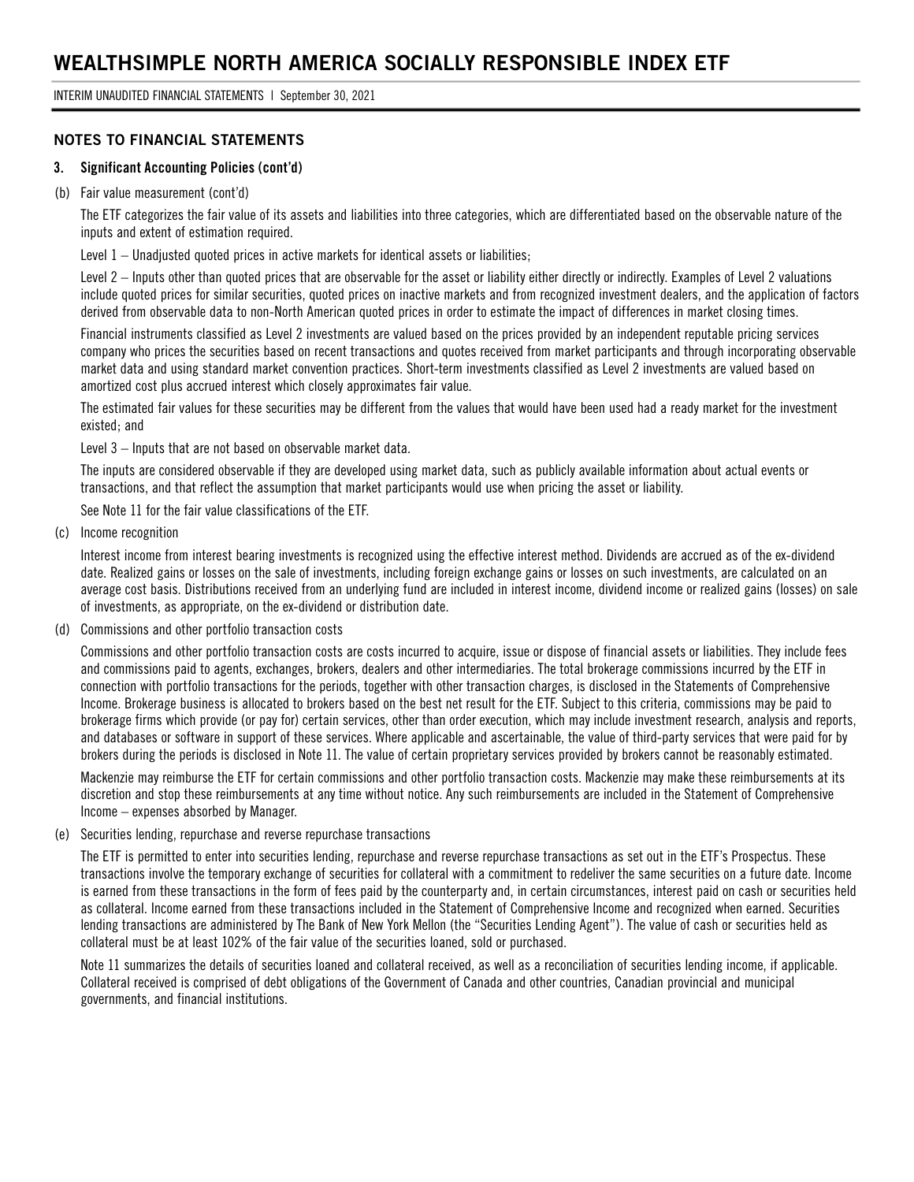## NOTES TO FINANCIAL STATEMENTS

### 3. Significant Accounting Policies (cont'd)

(b) Fair value measurement (cont'd)

The ETF categorizes the fair value of its assets and liabilities into three categories, which are differentiated based on the observable nature of the inputs and extent of estimation required.

Level 1 – Unadjusted quoted prices in active markets for identical assets or liabilities;

Level 2 – Inputs other than quoted prices that are observable for the asset or liability either directly or indirectly. Examples of Level 2 valuations include quoted prices for similar securities, quoted prices on inactive markets and from recognized investment dealers, and the application of factors derived from observable data to non-North American quoted prices in order to estimate the impact of differences in market closing times.

Financial instruments classified as Level 2 investments are valued based on the prices provided by an independent reputable pricing services company who prices the securities based on recent transactions and quotes received from market participants and through incorporating observable market data and using standard market convention practices. Short-term investments classified as Level 2 investments are valued based on amortized cost plus accrued interest which closely approximates fair value.

The estimated fair values for these securities may be different from the values that would have been used had a ready market for the investment existed; and

Level 3 – Inputs that are not based on observable market data.

The inputs are considered observable if they are developed using market data, such as publicly available information about actual events or transactions, and that reflect the assumption that market participants would use when pricing the asset or liability.

See Note 11 for the fair value classifications of the ETF.

(c) Income recognition

Interest income from interest bearing investments is recognized using the effective interest method. Dividends are accrued as of the ex-dividend date. Realized gains or losses on the sale of investments, including foreign exchange gains or losses on such investments, are calculated on an average cost basis. Distributions received from an underlying fund are included in interest income, dividend income or realized gains (losses) on sale of investments, as appropriate, on the ex-dividend or distribution date.

(d) Commissions and other portfolio transaction costs

Commissions and other portfolio transaction costs are costs incurred to acquire, issue or dispose of financial assets or liabilities. They include fees and commissions paid to agents, exchanges, brokers, dealers and other intermediaries. The total brokerage commissions incurred by the ETF in connection with portfolio transactions for the periods, together with other transaction charges, is disclosed in the Statements of Comprehensive Income. Brokerage business is allocated to brokers based on the best net result for the ETF. Subject to this criteria, commissions may be paid to brokerage firms which provide (or pay for) certain services, other than order execution, which may include investment research, analysis and reports, and databases or software in support of these services. Where applicable and ascertainable, the value of third-party services that were paid for by brokers during the periods is disclosed in Note 11. The value of certain proprietary services provided by brokers cannot be reasonably estimated.

Mackenzie may reimburse the ETF for certain commissions and other portfolio transaction costs. Mackenzie may make these reimbursements at its discretion and stop these reimbursements at any time without notice. Any such reimbursements are included in the Statement of Comprehensive Income – expenses absorbed by Manager.

(e) Securities lending, repurchase and reverse repurchase transactions

The ETF is permitted to enter into securities lending, repurchase and reverse repurchase transactions as set out in the ETF's Prospectus. These transactions involve the temporary exchange of securities for collateral with a commitment to redeliver the same securities on a future date. Income is earned from these transactions in the form of fees paid by the counterparty and, in certain circumstances, interest paid on cash or securities held as collateral. Income earned from these transactions included in the Statement of Comprehensive Income and recognized when earned. Securities lending transactions are administered by The Bank of New York Mellon (the "Securities Lending Agent"). The value of cash or securities held as collateral must be at least 102% of the fair value of the securities loaned, sold or purchased.

Note 11 summarizes the details of securities loaned and collateral received, as well as a reconciliation of securities lending income, if applicable. Collateral received is comprised of debt obligations of the Government of Canada and other countries, Canadian provincial and municipal governments, and financial institutions.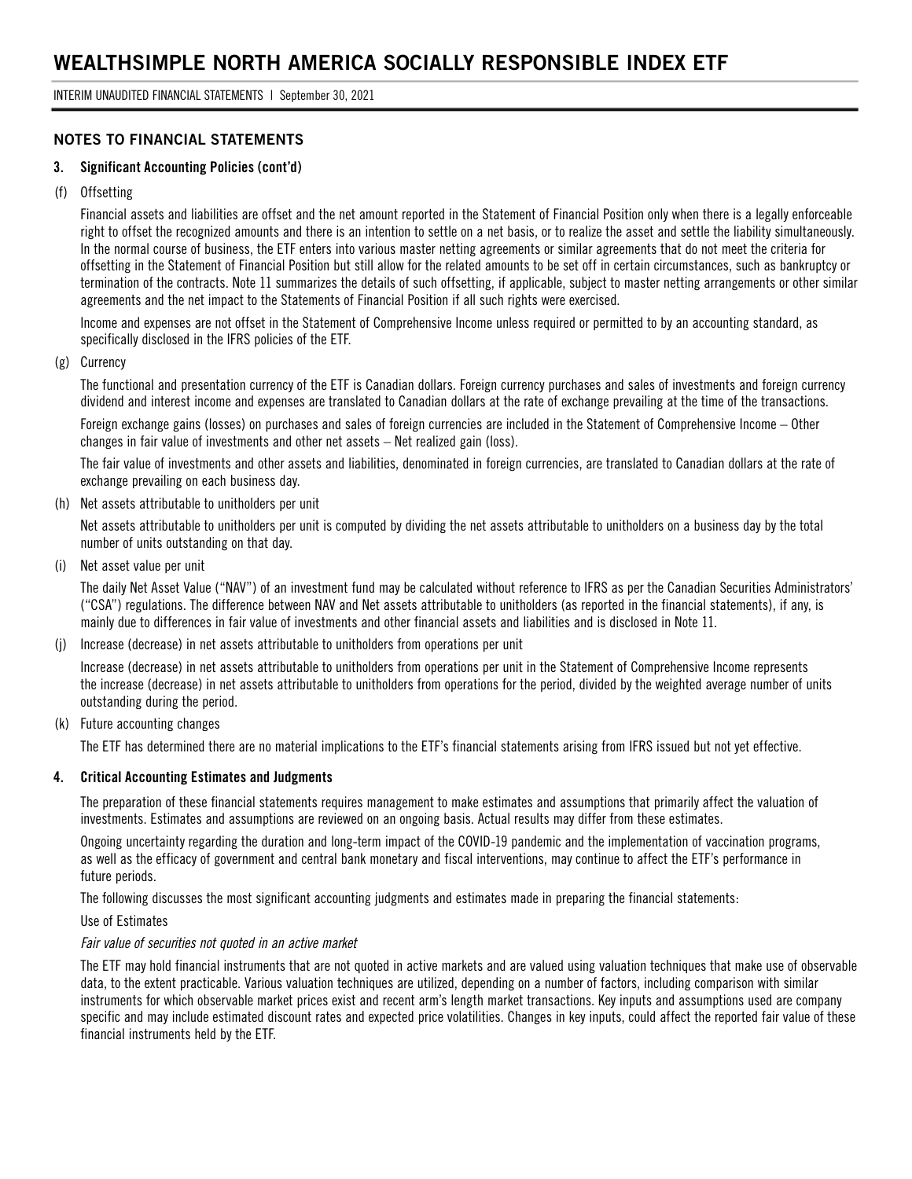## NOTES TO FINANCIAL STATEMENTS

### 3. Significant Accounting Policies (cont'd)

(f) Offsetting

Financial assets and liabilities are offset and the net amount reported in the Statement of Financial Position only when there is a legally enforceable right to offset the recognized amounts and there is an intention to settle on a net basis, or to realize the asset and settle the liability simultaneously. In the normal course of business, the ETF enters into various master netting agreements or similar agreements that do not meet the criteria for offsetting in the Statement of Financial Position but still allow for the related amounts to be set off in certain circumstances, such as bankruptcy or termination of the contracts. Note 11 summarizes the details of such offsetting, if applicable, subject to master netting arrangements or other similar agreements and the net impact to the Statements of Financial Position if all such rights were exercised.

Income and expenses are not offset in the Statement of Comprehensive Income unless required or permitted to by an accounting standard, as specifically disclosed in the IFRS policies of the ETF.

(g) Currency

The functional and presentation currency of the ETF is Canadian dollars. Foreign currency purchases and sales of investments and foreign currency dividend and interest income and expenses are translated to Canadian dollars at the rate of exchange prevailing at the time of the transactions.

Foreign exchange gains (losses) on purchases and sales of foreign currencies are included in the Statement of Comprehensive Income – Other changes in fair value of investments and other net assets – Net realized gain (loss).

The fair value of investments and other assets and liabilities, denominated in foreign currencies, are translated to Canadian dollars at the rate of exchange prevailing on each business day.

(h) Net assets attributable to unitholders per unit

Net assets attributable to unitholders per unit is computed by dividing the net assets attributable to unitholders on a business day by the total number of units outstanding on that day.

(i) Net asset value per unit

The daily Net Asset Value ("NAV") of an investment fund may be calculated without reference to IFRS as per the Canadian Securities Administrators' ("CSA") regulations. The difference between NAV and Net assets attributable to unitholders (as reported in the financial statements), if any, is mainly due to differences in fair value of investments and other financial assets and liabilities and is disclosed in Note 11.

(j) Increase (decrease) in net assets attributable to unitholders from operations per unit

Increase (decrease) in net assets attributable to unitholders from operations per unit in the Statement of Comprehensive Income represents the increase (decrease) in net assets attributable to unitholders from operations for the period, divided by the weighted average number of units outstanding during the period.

(k) Future accounting changes

The ETF has determined there are no material implications to the ETF's financial statements arising from IFRS issued but not yet effective.

### 4. Critical Accounting Estimates and Judgments

The preparation of these financial statements requires management to make estimates and assumptions that primarily affect the valuation of investments. Estimates and assumptions are reviewed on an ongoing basis. Actual results may differ from these estimates.

Ongoing uncertainty regarding the duration and long-term impact of the COVID-19 pandemic and the implementation of vaccination programs, as well as the efficacy of government and central bank monetary and fiscal interventions, may continue to affect the ETF's performance in future periods.

The following discusses the most significant accounting judgments and estimates made in preparing the financial statements:

Use of Estimates

*Fair value of securities not quoted in an active market*

The ETF may hold financial instruments that are not quoted in active markets and are valued using valuation techniques that make use of observable data, to the extent practicable. Various valuation techniques are utilized, depending on a number of factors, including comparison with similar instruments for which observable market prices exist and recent arm's length market transactions. Key inputs and assumptions used are company specific and may include estimated discount rates and expected price volatilities. Changes in key inputs, could affect the reported fair value of these financial instruments held by the ETF.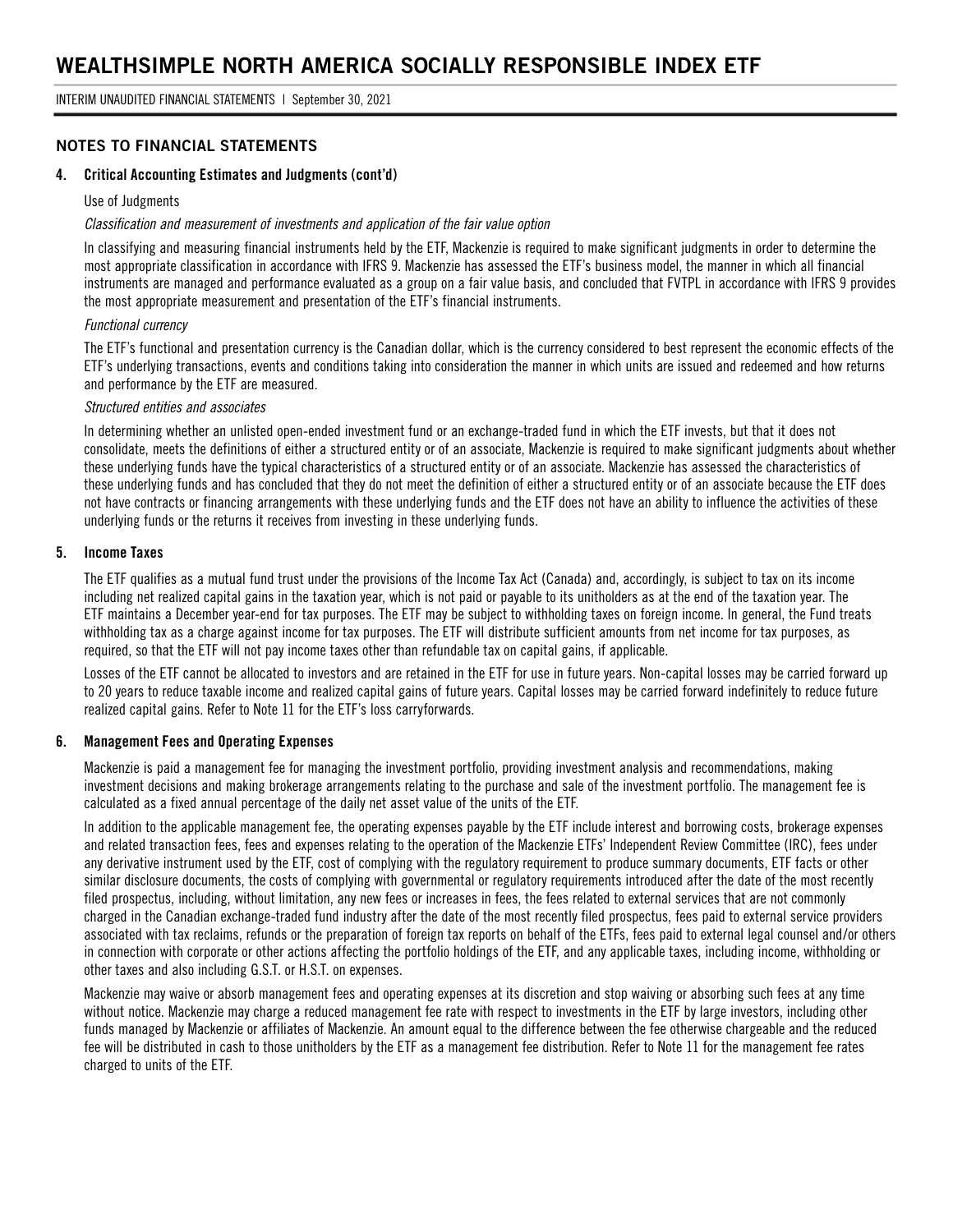## NOTES TO FINANCIAL STATEMENTS

### 4. Critical Accounting Estimates and Judgments (cont'd)

Use of Judgments

*Classification and measurement of investments and application of the fair value option*

In classifying and measuring financial instruments held by the ETF, Mackenzie is required to make significant judgments in order to determine the most appropriate classification in accordance with IFRS 9. Mackenzie has assessed the ETF's business model, the manner in which all financial instruments are managed and performance evaluated as a group on a fair value basis, and concluded that FVTPL in accordance with IFRS 9 provides the most appropriate measurement and presentation of the ETF's financial instruments.

*Functional currency*

The ETF's functional and presentation currency is the Canadian dollar, which is the currency considered to best represent the economic effects of the ETF's underlying transactions, events and conditions taking into consideration the manner in which units are issued and redeemed and how returns and performance by the ETF are measured.

*Structured entities and associates*

In determining whether an unlisted open-ended investment fund or an exchange-traded fund in which the ETF invests, but that it does not consolidate, meets the definitions of either a structured entity or of an associate, Mackenzie is required to make significant judgments about whether these underlying funds have the typical characteristics of a structured entity or of an associate. Mackenzie has assessed the characteristics of these underlying funds and has concluded that they do not meet the definition of either a structured entity or of an associate because the ETF does not have contracts or financing arrangements with these underlying funds and the ETF does not have an ability to influence the activities of these underlying funds or the returns it receives from investing in these underlying funds.

### 5. Income Taxes

The ETF qualifies as a mutual fund trust under the provisions of the Income Tax Act (Canada) and, accordingly, is subject to tax on its income including net realized capital gains in the taxation year, which is not paid or payable to its unitholders as at the end of the taxation year. The ETF maintains a December year-end for tax purposes. The ETF may be subject to withholding taxes on foreign income. In general, the Fund treats withholding tax as a charge against income for tax purposes. The ETF will distribute sufficient amounts from net income for tax purposes, as required, so that the ETF will not pay income taxes other than refundable tax on capital gains, if applicable.

Losses of the ETF cannot be allocated to investors and are retained in the ETF for use in future years. Non-capital losses may be carried forward up to 20 years to reduce taxable income and realized capital gains of future years. Capital losses may be carried forward indefinitely to reduce future realized capital gains. Refer to Note 11 for the ETF's loss carryforwards.

### 6. Management Fees and Operating Expenses

Mackenzie is paid a management fee for managing the investment portfolio, providing investment analysis and recommendations, making investment decisions and making brokerage arrangements relating to the purchase and sale of the investment portfolio. The management fee is calculated as a fixed annual percentage of the daily net asset value of the units of the ETF.

In addition to the applicable management fee, the operating expenses payable by the ETF include interest and borrowing costs, brokerage expenses and related transaction fees, fees and expenses relating to the operation of the Mackenzie ETFs' Independent Review Committee (IRC), fees under any derivative instrument used by the ETF, cost of complying with the regulatory requirement to produce summary documents, ETF facts or other similar disclosure documents, the costs of complying with governmental or regulatory requirements introduced after the date of the most recently filed prospectus, including, without limitation, any new fees or increases in fees, the fees related to external services that are not commonly charged in the Canadian exchange-traded fund industry after the date of the most recently filed prospectus, fees paid to external service providers associated with tax reclaims, refunds or the preparation of foreign tax reports on behalf of the ETFs, fees paid to external legal counsel and/or others in connection with corporate or other actions affecting the portfolio holdings of the ETF, and any applicable taxes, including income, withholding or other taxes and also including G.S.T. or H.S.T. on expenses.

Mackenzie may waive or absorb management fees and operating expenses at its discretion and stop waiving or absorbing such fees at any time without notice. Mackenzie may charge a reduced management fee rate with respect to investments in the ETF by large investors, including other funds managed by Mackenzie or affiliates of Mackenzie. An amount equal to the difference between the fee otherwise chargeable and the reduced fee will be distributed in cash to those unitholders by the ETF as a management fee distribution. Refer to Note 11 for the management fee rates charged to units of the ETF.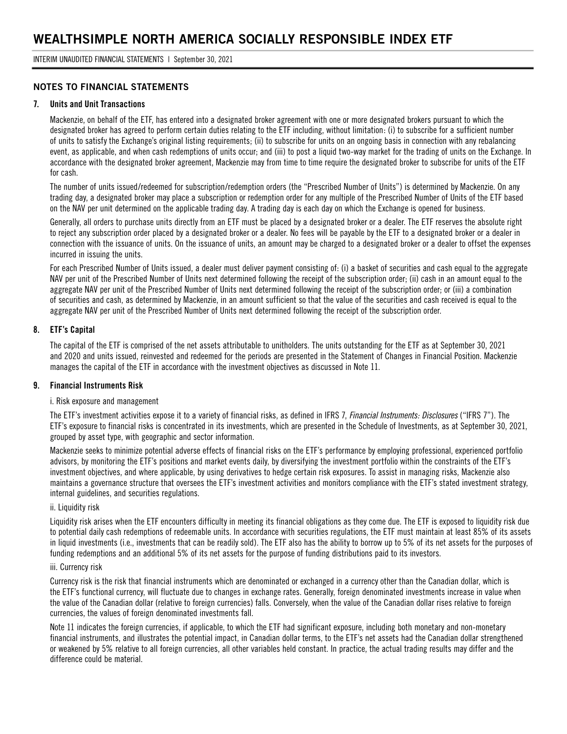## NOTES TO FINANCIAL STATEMENTS

### 7. Units and Unit Transactions

Mackenzie, on behalf of the ETF, has entered into a designated broker agreement with one or more designated brokers pursuant to which the designated broker has agreed to perform certain duties relating to the ETF including, without limitation: (i) to subscribe for a sufficient number of units to satisfy the Exchange's original listing requirements; (ii) to subscribe for units on an ongoing basis in connection with any rebalancing event, as applicable, and when cash redemptions of units occur; and (iii) to post a liquid two-way market for the trading of units on the Exchange. In accordance with the designated broker agreement, Mackenzie may from time to time require the designated broker to subscribe for units of the ETF for cash.

The number of units issued/redeemed for subscription/redemption orders (the "Prescribed Number of Units") is determined by Mackenzie. On any trading day, a designated broker may place a subscription or redemption order for any multiple of the Prescribed Number of Units of the ETF based on the NAV per unit determined on the applicable trading day. A trading day is each day on which the Exchange is opened for business.

Generally, all orders to purchase units directly from an ETF must be placed by a designated broker or a dealer. The ETF reserves the absolute right to reject any subscription order placed by a designated broker or a dealer. No fees will be payable by the ETF to a designated broker or a dealer in connection with the issuance of units. On the issuance of units, an amount may be charged to a designated broker or a dealer to offset the expenses incurred in issuing the units.

For each Prescribed Number of Units issued, a dealer must deliver payment consisting of: (i) a basket of securities and cash equal to the aggregate NAV per unit of the Prescribed Number of Units next determined following the receipt of the subscription order; (ii) cash in an amount equal to the aggregate NAV per unit of the Prescribed Number of Units next determined following the receipt of the subscription order; or (iii) a combination of securities and cash, as determined by Mackenzie, in an amount sufficient so that the value of the securities and cash received is equal to the aggregate NAV per unit of the Prescribed Number of Units next determined following the receipt of the subscription order.

### 8. ETF's Capital

The capital of the ETF is comprised of the net assets attributable to unitholders. The units outstanding for the ETF as at September 30, 2021 and 2020 and units issued, reinvested and redeemed for the periods are presented in the Statement of Changes in Financial Position. Mackenzie manages the capital of the ETF in accordance with the investment objectives as discussed in Note 11.

### 9. Financial Instruments Risk

i. Risk exposure and management

The ETF's investment activities expose it to a variety of financial risks, as defined in IFRS 7, *Financial Instruments: Disclosures* ("IFRS 7"). The ETF's exposure to financial risks is concentrated in its investments, which are presented in the Schedule of Investments, as at September 30, 2021, grouped by asset type, with geographic and sector information.

Mackenzie seeks to minimize potential adverse effects of financial risks on the ETF's performance by employing professional, experienced portfolio advisors, by monitoring the ETF's positions and market events daily, by diversifying the investment portfolio within the constraints of the ETF's investment objectives, and where applicable, by using derivatives to hedge certain risk exposures. To assist in managing risks, Mackenzie also maintains a governance structure that oversees the ETF's investment activities and monitors compliance with the ETF's stated investment strategy, internal guidelines, and securities regulations.

ii. Liquidity risk

Liquidity risk arises when the ETF encounters difficulty in meeting its financial obligations as they come due. The ETF is exposed to liquidity risk due to potential daily cash redemptions of redeemable units. In accordance with securities regulations, the ETF must maintain at least 85% of its assets in liquid investments (i.e., investments that can be readily sold). The ETF also has the ability to borrow up to 5% of its net assets for the purposes of funding redemptions and an additional 5% of its net assets for the purpose of funding distributions paid to its investors.

iii. Currency risk

Currency risk is the risk that financial instruments which are denominated or exchanged in a currency other than the Canadian dollar, which is the ETF's functional currency, will fluctuate due to changes in exchange rates. Generally, foreign denominated investments increase in value when the value of the Canadian dollar (relative to foreign currencies) falls. Conversely, when the value of the Canadian dollar rises relative to foreign currencies, the values of foreign denominated investments fall.

Note 11 indicates the foreign currencies, if applicable, to which the ETF had significant exposure, including both monetary and non-monetary financial instruments, and illustrates the potential impact, in Canadian dollar terms, to the ETF's net assets had the Canadian dollar strengthened or weakened by 5% relative to all foreign currencies, all other variables held constant. In practice, the actual trading results may differ and the difference could be material.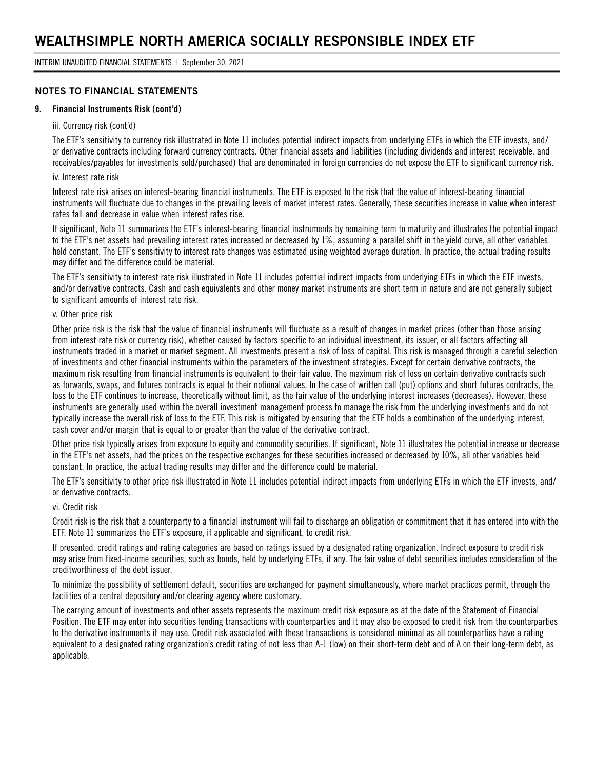## NOTES TO FINANCIAL STATEMENTS

### 9. Financial Instruments Risk (cont'd)

iii. Currency risk (cont'd)

The ETF's sensitivity to currency risk illustrated in Note 11 includes potential indirect impacts from underlying ETFs in which the ETF invests, and/or derivative contracts including forward currency contracts. Other financial assets and liabilities (including dividends and interest receivable, and receivables/payables for investments sold/purchased) that are denominated in foreign currencies do not expose the ETF to significant currency risk.

iv. Interest rate risk

Interest rate risk arises on interest-bearing financial instruments. The ETF is exposed to the risk that the value of interest-bearing financial instruments will fluctuate due to changes in the prevailing levels of market interest rates. Generally, these securities increase in value when interest rates fall and decrease in value when interest rates rise.

If significant, Note 11 summarizes the ETF's interest-bearing financial instruments by remaining term to maturity and illustrates the potential impact to the ETF's net assets had prevailing interest rates increased or decreased by 1%, assuming a parallel shift in the yield curve, all other variables held constant. The ETF's sensitivity to interest rate changes was estimated using weighted average duration. In practice, the actual trading results may differ and the difference could be material.

The ETF's sensitivity to interest rate risk illustrated in Note 11 includes potential indirect impacts from underlying ETFs in which the ETF invests, and/or derivative contracts. Cash and cash equivalents and other money market instruments are short term in nature and are not generally subject to significant amounts of interest rate risk.

v. Other price risk

Other price risk is the risk that the value of financial instruments will fluctuate as a result of changes in market prices (other than those arising from interest rate risk or currency risk), whether caused by factors specific to an individual investment, its issuer, or all factors affecting all instruments traded in a market or market segment. All investments present a risk of loss of capital. This risk is managed through a careful selection of investments and other financial instruments within the parameters of the investment strategies. Except for certain derivative contracts, the maximum risk resulting from financial instruments is equivalent to their fair value. The maximum risk of loss on certain derivative contracts such as forwards, swaps, and futures contracts is equal to their notional values. In the case of written call (put) options and short futures contracts, the loss to the ETF continues to increase, theoretically without limit, as the fair value of the underlying interest increases (decreases). However, these instruments are generally used within the overall investment management process to manage the risk from the underlying investments and do not typically increase the overall risk of loss to the ETF. This risk is mitigated by ensuring that the ETF holds a combination of the underlying interest, cash cover and/or margin that is equal to or greater than the value of the derivative contract.

Other price risk typically arises from exposure to equity and commodity securities. If significant, Note 11 illustrates the potential increase or decrease in the ETF's net assets, had the prices on the respective exchanges for these securities increased or decreased by 10%, all other variables held constant. In practice, the actual trading results may differ and the difference could be material.

The ETF's sensitivity to other price risk illustrated in Note 11 includes potential indirect impacts from underlying ETFs in which the ETF invests, and/or derivative contracts.

vi. Credit risk

Credit risk is the risk that a counterparty to a financial instrument will fail to discharge an obligation or commitment that it has entered into with the ETF. Note 11 summarizes the ETF's exposure, if applicable and significant, to credit risk.

If presented, credit ratings and rating categories are based on ratings issued by a designated rating organization. Indirect exposure to credit risk may arise from fixed-income securities, such as bonds, held by underlying ETFs, if any. The fair value of debt securities includes consideration of the creditworthiness of the debt issuer.

To minimize the possibility of settlement default, securities are exchanged for payment simultaneously, where market practices permit, through the facilities of a central depository and/or clearing agency where customary.

The carrying amount of investments and other assets represents the maximum credit risk exposure as at the date of the Statement of Financial Position. The ETF may enter into securities lending transactions with counterparties and it may also be exposed to credit risk from the counterparties to the derivative instruments it may use. Credit risk associated with these transactions is considered minimal as all counterparties have a rating equivalent to a designated rating organization's credit rating of not less than A-1 (low) on their short-term debt and of A on their long-term debt, as applicable.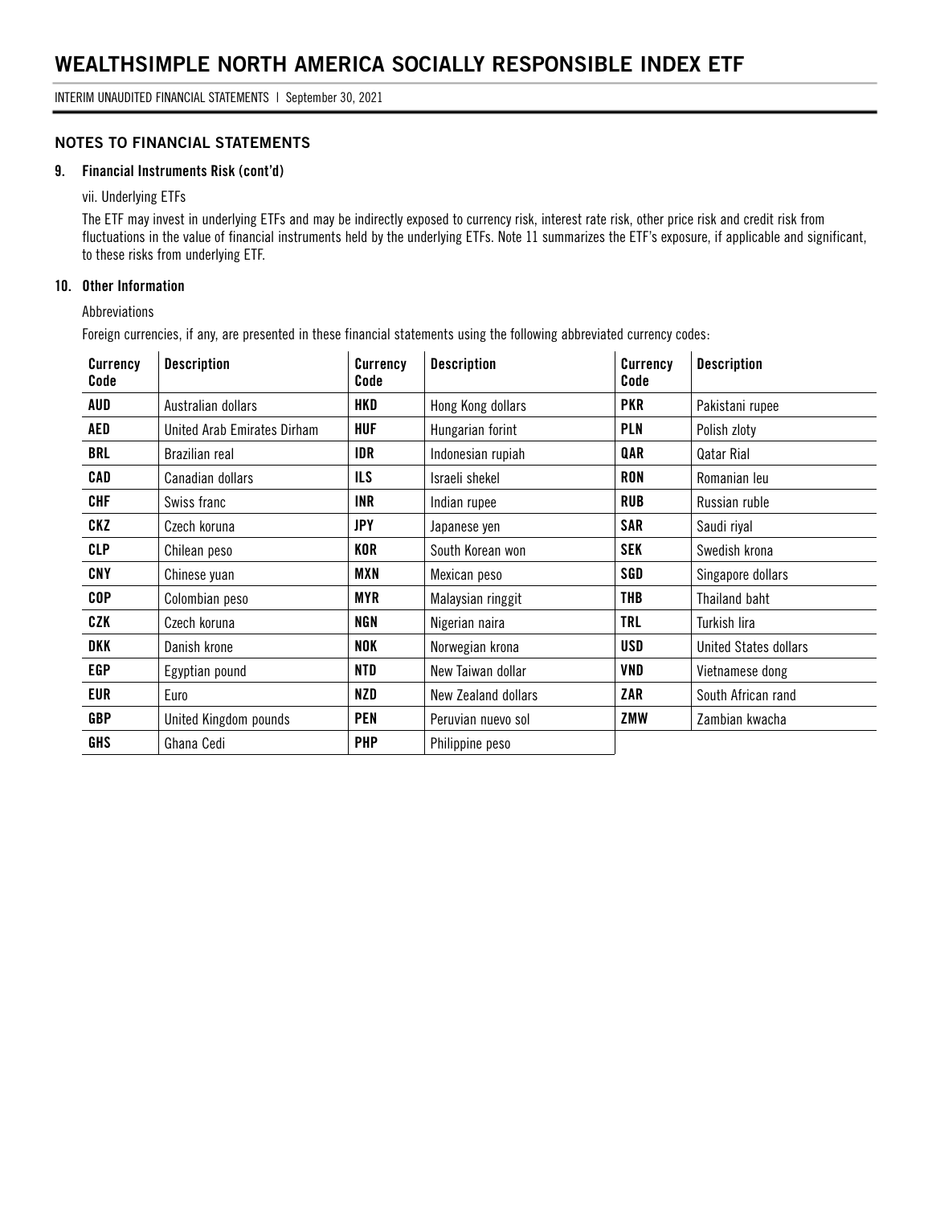## NOTES TO FINANCIAL STATEMENTS

### 9. Financial Instruments Risk (cont'd)

vii. Underlying ETFs

The ETF may invest in underlying ETFs and may be indirectly exposed to currency risk, interest rate risk, other price risk and credit risk from fluctuations in the value of financial instruments held by the underlying ETFs. Note 11 summarizes the ETF's exposure, if applicable and significant, to these risks from underlying ETF.

### 10. Other Information

Abbreviations

Foreign currencies, if any, are presented in these financial statements using the following abbreviated currency codes:

| Currency Code | Description | Currency Code | Description | Currency Code | Description |
|---|---|---|---|---|---|
| **AUD** | Australian dollars | **HKD** | Hong Kong dollars | **PKR** | Pakistani rupee |
| **AED** | United Arab Emirates Dirham | **HUF** | Hungarian forint | **PLN** | Polish zloty |
| **BRL** | Brazilian real | **IDR** | Indonesian rupiah | **QAR** | Qatar Rial |
| **CAD** | Canadian dollars | **ILS** | Israeli shekel | **RON** | Romanian leu |
| **CHF** | Swiss franc | **INR** | Indian rupee | **RUB** | Russian ruble |
| **CKZ** | Czech koruna | **JPY** | Japanese yen | **SAR** | Saudi riyal |
| **CLP** | Chilean peso | **KOR** | South Korean won | **SEK** | Swedish krona |
| **CNY** | Chinese yuan | **MXN** | Mexican peso | **SGD** | Singapore dollars |
| **COP** | Colombian peso | **MYR** | Malaysian ringgit | **THB** | Thailand baht |
| **CZK** | Czech koruna | **NGN** | Nigerian naira | **TRL** | Turkish lira |
| **DKK** | Danish krone | **NOK** | Norwegian krona | **USD** | United States dollars |
| **EGP** | Egyptian pound | **NTD** | New Taiwan dollar | **VND** | Vietnamese dong |
| **EUR** | Euro | **NZD** | New Zealand dollars | **ZAR** | South African rand |
| **GBP** | United Kingdom pounds | **PEN** | Peruvian nuevo sol | **ZMW** | Zambian kwacha |
| **GHS** | Ghana Cedi | **PHP** | Philippine peso | | |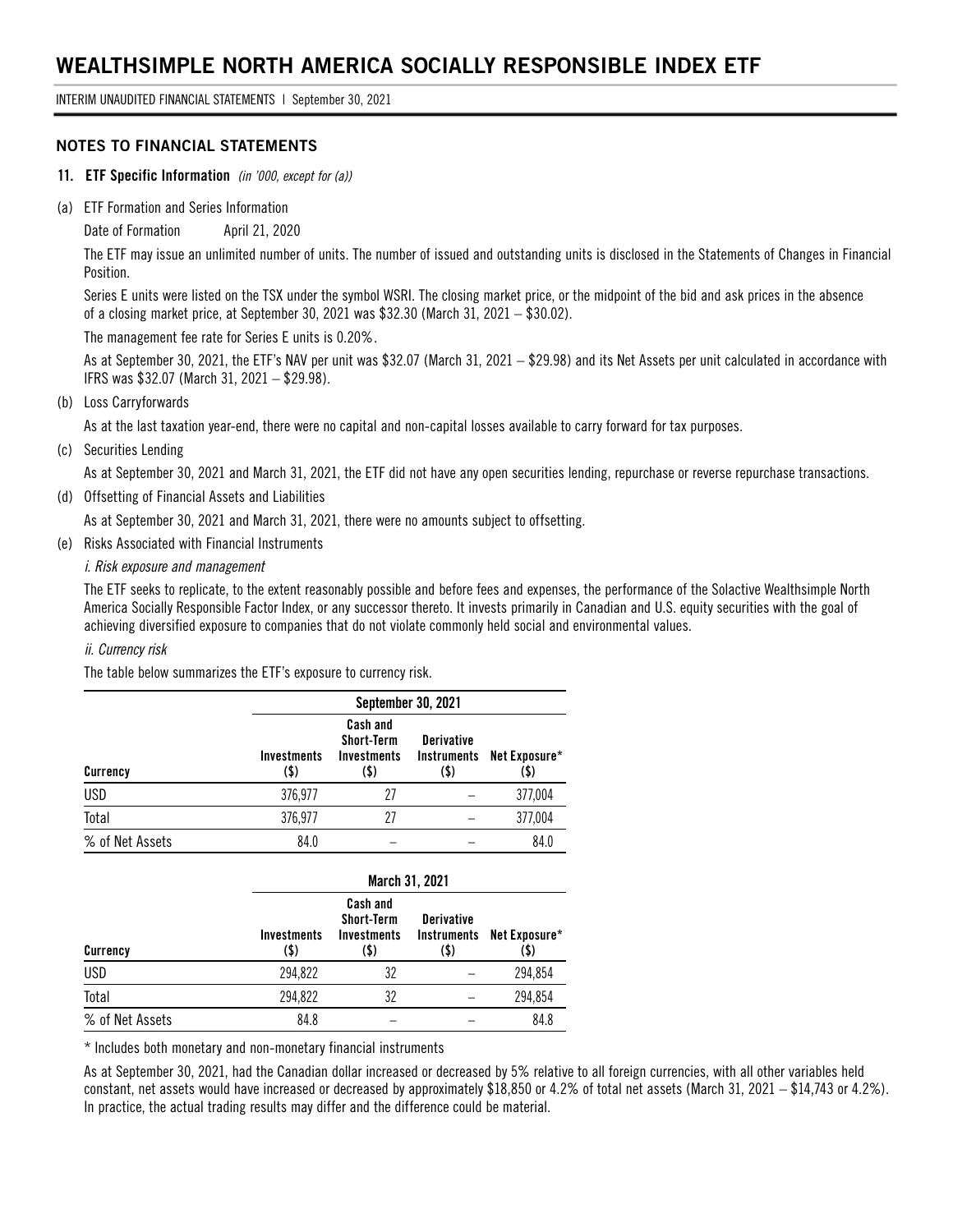# WEALTHSIMPLE NORTH AMERICA SOCIALLY RESPONSIBLE INDEX ETF

INTERIM UNAUDITED FINANCIAL STATEMENTS | September 30, 2021

## NOTES TO FINANCIAL STATEMENTS

### 11. ETF Specific Information *(in '000, except for (a))*

(a) ETF Formation and Series Information

Date of Formation April 21, 2020

The ETF may issue an unlimited number of units. The number of issued and outstanding units is disclosed in the Statements of Changes in Financial Position.

Series E units were listed on the TSX under the symbol WSRI. The closing market price, or the midpoint of the bid and ask prices in the absence of a closing market price, at September 30, 2021 was $32.30 (March 31, 2021 – $30.02).

The management fee rate for Series E units is 0.20%.

As at September 30, 2021, the ETF's NAV per unit was $32.07 (March 31, 2021 – $29.98) and its Net Assets per unit calculated in accordance with IFRS was $32.07 (March 31, 2021 – $29.98).

(b) Loss Carryforwards

As at the last taxation year-end, there were no capital and non-capital losses available to carry forward for tax purposes.

(c) Securities Lending

As at September 30, 2021 and March 31, 2021, the ETF did not have any open securities lending, repurchase or reverse repurchase transactions.

(d) Offsetting of Financial Assets and Liabilities

As at September 30, 2021 and March 31, 2021, there were no amounts subject to offsetting.

(e) Risks Associated with Financial Instruments

*i. Risk exposure and management*

The ETF seeks to replicate, to the extent reasonably possible and before fees and expenses, the performance of the Solactive Wealthsimple North America Socially Responsible Factor Index, or any successor thereto. It invests primarily in Canadian and U.S. equity securities with the goal of achieving diversified exposure to companies that do not violate commonly held social and environmental values.

*ii. Currency risk*

The table below summarizes the ETF's exposure to currency risk.

| | September 30, 2021 | | | |
|---|---|---|---|---|
| Currency | Investments ($) | Cash and Short-Term Investments ($) | Derivative Instruments ($) | Net Exposure* ($) |
| USD | 376,977 | 27 | – | 377,004 |
| Total | 376,977 | 27 | – | 377,004 |
| % of Net Assets | 84.0 | – | – | 84.0 |

| | March 31, 2021 | | | |
|---|---|---|---|---|
| Currency | Investments ($) | Cash and Short-Term Investments ($) | Derivative Instruments ($) | Net Exposure* ($) |
| USD | 294,822 | 32 | – | 294,854 |
| Total | 294,822 | 32 | – | 294,854 |
| % of Net Assets | 84.8 | – | – | 84.8 |

* Includes both monetary and non-monetary financial instruments

As at September 30, 2021, had the Canadian dollar increased or decreased by 5% relative to all foreign currencies, with all other variables held constant, net assets would have increased or decreased by approximately $18,850 or 4.2% of total net assets (March 31, 2021 – $14,743 or 4.2%). In practice, the actual trading results may differ and the difference could be material.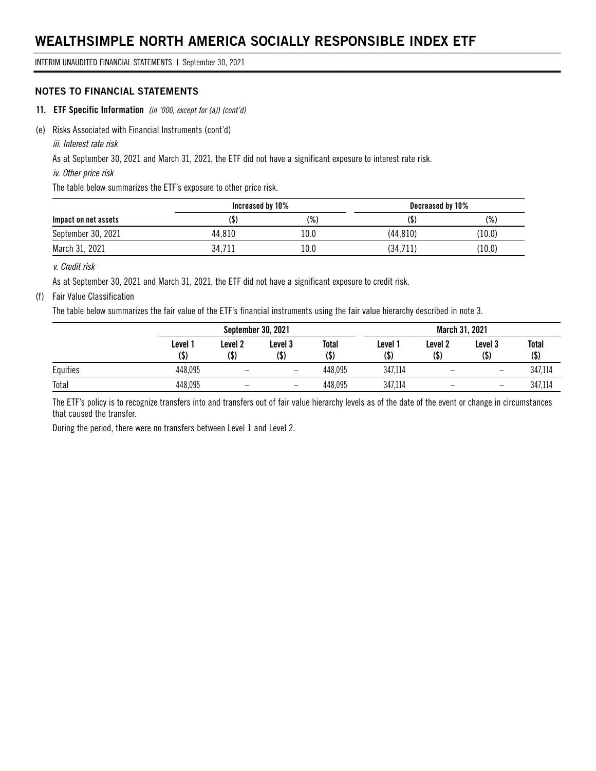## NOTES TO FINANCIAL STATEMENTS

**11. ETF Specific Information** *(in '000, except for (a)) (cont'd)*

(e) Risks Associated with Financial Instruments (cont'd)

*iii. Interest rate risk*

As at September 30, 2021 and March 31, 2021, the ETF did not have a significant exposure to interest rate risk.

*iv. Other price risk*

The table below summarizes the ETF's exposure to other price risk.

| | Increased by 10% | | Decreased by 10% | |
|---|---|---|---|---|
| **Impact on net assets** | **($)** | **(%)** | **($)** | **(%)** |
| September 30, 2021 | 44,810 | 10.0 | (44,810) | (10.0) |
| March 31, 2021 | 34,711 | 10.0 | (34,711) | (10.0) |

*v. Credit risk*

As at September 30, 2021 and March 31, 2021, the ETF did not have a significant exposure to credit risk.

(f) Fair Value Classification

The table below summarizes the fair value of the ETF's financial instruments using the fair value hierarchy described in note 3.

| | September 30, 2021 | | | | March 31, 2021 | | | |
|---|---|---|---|---|---|---|---|---|
| | **Level 1 ($)** | **Level 2 ($)** | **Level 3 ($)** | **Total ($)** | **Level 1 ($)** | **Level 2 ($)** | **Level 3 ($)** | **Total ($)** |
| Equities | 448,095 | – | – | 448,095 | 347,114 | – | – | 347,114 |
| Total | 448,095 | – | – | 448,095 | 347,114 | – | – | 347,114 |

The ETF's policy is to recognize transfers into and transfers out of fair value hierarchy levels as of the date of the event or change in circumstances that caused the transfer.

During the period, there were no transfers between Level 1 and Level 2.